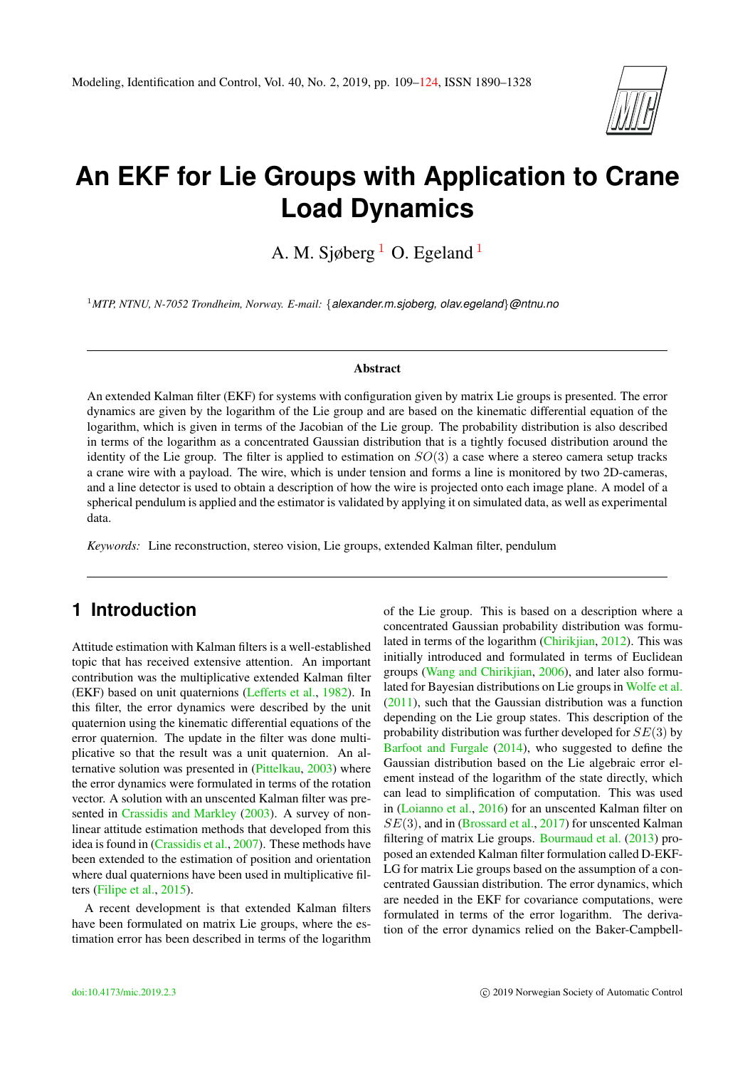# An EKF for Lie Groups with Application to Crane Load Dynamics

A. M. Sjøberg [1] O. Egeland [1]

[1] *MTP, NTNU, N-7052 Trondheim, Norway. E-mail:* {alexander.m.sjoberg, olav.egeland}@ntnu.no

---

### Abstract

An extended Kalman filter (EKF) for systems with configuration given by matrix Lie groups is presented. The error dynamics are given by the logarithm of the Lie group and are based on the kinematic differential equation of the logarithm, which is given in terms of the Jacobian of the Lie group. The probability distribution is also described in terms of the logarithm as a concentrated Gaussian distribution that is a tightly focused distribution around the identity of the Lie group. The filter is applied to estimation on $SO(3)$ a case where a stereo camera setup tracks a crane wire with a payload. The wire, which is under tension and forms a line is monitored by two 2D-cameras, and a line detector is used to obtain a description of how the wire is projected onto each image plane. A model of a spherical pendulum is applied and the estimator is validated by applying it on simulated data, as well as experimental data.

*Keywords:* Line reconstruction, stereo vision, Lie groups, extended Kalman filter, pendulum

---

## 1 Introduction

Attitude estimation with Kalman filters is a well-established topic that has received extensive attention. An important contribution was the multiplicative extended Kalman filter (EKF) based on unit quaternions (Lefferts et al., 1982). In this filter, the error dynamics were described by the unit quaternion using the kinematic differential equations of the error quaternion. The update in the filter was done multiplicative so that the result was a unit quaternion. An alternative solution was presented in (Pittelkau, 2003) where the error dynamics were formulated in terms of the rotation vector. A solution with an unscented Kalman filter was presented in Crassidis and Markley (2003). A survey of nonlinear attitude estimation methods that developed from this idea is found in (Crassidis et al., 2007). These methods have been extended to the estimation of position and orientation where dual quaternions have been used in multiplicative filters (Filipe et al., 2015).

A recent development is that extended Kalman filters have been formulated on matrix Lie groups, where the estimation error has been described in terms of the logarithm of the Lie group. This is based on a description where a concentrated Gaussian probability distribution was formulated in terms of the logarithm (Chirikjian, 2012). This was initially introduced and formulated in terms of Euclidean groups (Wang and Chirikjian, 2006), and later also formulated for Bayesian distributions on Lie groups in Wolfe et al. (2011), such that the Gaussian distribution was a function depending on the Lie group states. This description of the probability distribution was further developed for $SE(3)$ by Barfoot and Furgale (2014), who suggested to define the Gaussian distribution based on the Lie algebraic error element instead of the logarithm of the state directly, which can lead to simplification of computation. This was used in (Loianno et al., 2016) for an unscented Kalman filter on $SE(3)$, and in (Brossard et al., 2017) for unscented Kalman filtering of matrix Lie groups. Bourmaud et al. (2013) proposed an extended Kalman filter formulation called D-EKF-LG for matrix Lie groups based on the assumption of a concentrated Gaussian distribution. The error dynamics, which are needed in the EKF for covariance computations, were formulated in terms of the error logarithm. The derivation of the error dynamics relied on the Baker-Campbell-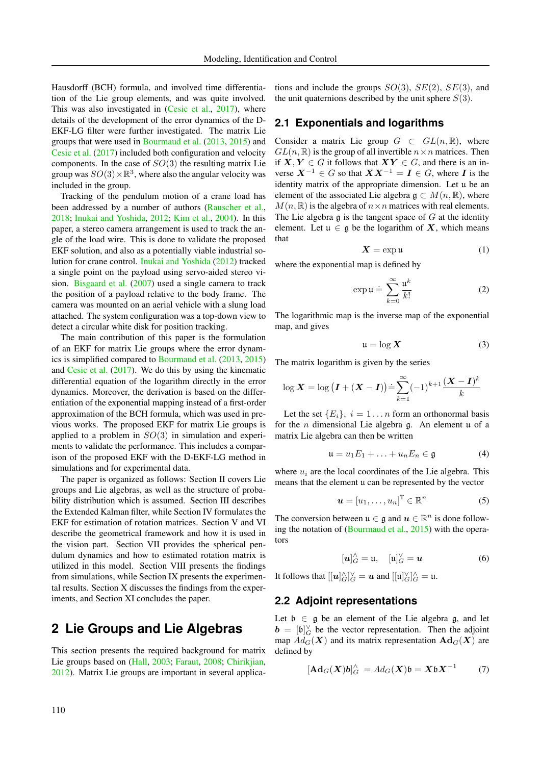Hausdorff (BCH) formula, and involved time differentiation of the Lie group elements, and was quite involved. This was also investigated in (Cesic et al., 2017), where details of the development of the error dynamics of the D-EKF-LG filter were further investigated. The matrix Lie groups that were used in Bourmaud et al. (2013, 2015) and Cesic et al. (2017) included both configuration and velocity components. In the case of $SO(3)$ the resulting matrix Lie group was $SO(3)\times\mathbb{R}^3$, where also the angular velocity was included in the group.

Tracking of the pendulum motion of a crane load has been addressed by a number of authors (Rauscher et al., 2018; Inukai and Yoshida, 2012; Kim et al., 2004). In this paper, a stereo camera arrangement is used to track the angle of the load wire. This is done to validate the proposed EKF solution, and also as a potentially viable industrial solution for crane control. Inukai and Yoshida (2012) tracked a single point on the payload using servo-aided stereo vision. Bisgaard et al. (2007) used a single camera to track the position of a payload relative to the body frame. The camera was mounted on an aerial vehicle with a slung load attached. The system configuration was a top-down view to detect a circular white disk for position tracking.

The main contribution of this paper is the formulation of an EKF for matrix Lie groups where the error dynamics is simplified compared to Bourmaud et al. (2013, 2015) and Cesic et al. (2017). We do this by using the kinematic differential equation of the logarithm directly in the error dynamics. Moreover, the derivation is based on the differentiation of the exponential mapping instead of a first-order approximation of the BCH formula, which was used in previous works. The proposed EKF for matrix Lie groups is applied to a problem in $SO(3)$ in simulation and experiments to validate the performance. This includes a comparison of the proposed EKF with the D-EKF-LG method in simulations and for experimental data.

The paper is organized as follows: Section II covers Lie groups and Lie algebras, as well as the structure of probability distribution which is assumed. Section III describes the Extended Kalman filter, while Section IV formulates the EKF for estimation of rotation matrices. Section V and VI describe the geometrical framework and how it is used in the vision part. Section VII provides the spherical pendulum dynamics and how to estimated rotation matrix is utilized in this model. Section VIII presents the findings from simulations, while Section IX presents the experimental results. Section X discusses the findings from the experiments, and Section XI concludes the paper.

# 2 Lie Groups and Lie Algebras

This section presents the required background for matrix Lie groups based on (Hall, 2003; Faraut, 2008; Chirikjian, 2012). Matrix Lie groups are important in several applications and include the groups $SO(3)$, $SE(2)$, $SE(3)$, and the unit quaternions described by the unit sphere $S(3)$.

## 2.1 Exponentials and logarithms

Consider a matrix Lie group $G \subset GL(n,\mathbb{R})$, where $GL(n,\mathbb{R})$ is the group of all invertible $n\times n$ matrices. Then if $\boldsymbol{X},\boldsymbol{Y}\in G$ it follows that $\boldsymbol{X}\boldsymbol{Y}\in G$, and there is an inverse $\boldsymbol{X}^{-1}\in G$ so that $\boldsymbol{X}\boldsymbol{X}^{-1}=\boldsymbol{I}\in G$, where $\boldsymbol{I}$ is the identity matrix of the appropriate dimension. Let $\mathfrak{u}$ be an element of the associated Lie algebra $\mathfrak{g}\subset M(n,\mathbb{R})$, where $M(n,\mathbb{R})$ is the algebra of $n\times n$ matrices with real elements. The Lie algebra $\mathfrak{g}$ is the tangent space of $G$ at the identity element. Let $\mathfrak{u}\in\mathfrak{g}$ be the logarithm of $\boldsymbol{X}$, which means that

$$\boldsymbol{X} = \exp\mathfrak{u} \tag{1}$$

where the exponential map is defined by

$$\exp\mathfrak{u} \doteq \sum_{k=0}^{\infty}\frac{\mathfrak{u}^k}{k!} \tag{2}$$

The logarithmic map is the inverse map of the exponential map, and gives

$$\mathfrak{u} = \log\boldsymbol{X} \tag{3}$$

The matrix logarithm is given by the series

$$\log\boldsymbol{X} = \log\big(\boldsymbol{I}+(\boldsymbol{X}-\boldsymbol{I})\big) \doteq \sum_{k=1}^{\infty}(-1)^{k+1}\frac{(\boldsymbol{X}-\boldsymbol{I})^k}{k}$$

Let the set $\{E_i\}$, $i=1\ldots n$ form an orthonormal basis for the $n$ dimensional Lie algebra $\mathfrak{g}$. An element $\mathfrak{u}$ of a matrix Lie algebra can then be written

$$\mathfrak{u} = u_1E_1+\ldots+u_nE_n\in\mathfrak{g} \tag{4}$$

where $u_i$ are the local coordinates of the Lie algebra. This means that the element $\mathfrak{u}$ can be represented by the vector

$$\boldsymbol{u} = [u_1,\ldots,u_n]^{\mathrm{T}}\in\mathbb{R}^n \tag{5}$$

The conversion between $\mathfrak{u}\in\mathfrak{g}$ and $\boldsymbol{u}\in\mathbb{R}^n$ is done following the notation of (Bourmaud et al., 2015) with the operators

$$[\boldsymbol{u}]_G^{\wedge} = \mathfrak{u},\quad [\mathfrak{u}]_G^{\vee} = \boldsymbol{u} \tag{6}$$

It follows that $[[\boldsymbol{u}]_G^{\wedge}]_G^{\vee}=\boldsymbol{u}$ and $[[\mathfrak{u}]_G^{\vee}]_G^{\wedge}=\mathfrak{u}$.

## 2.2 Adjoint representations

Let $\mathfrak{b}\in\mathfrak{g}$ be an element of the Lie algebra $\mathfrak{g}$, and let $\boldsymbol{b}=[\mathfrak{b}]_G^{\vee}$ be the vector representation. Then the adjoint map $Ad_G(\boldsymbol{X})$ and its matrix representation $\mathbf{Ad}_G(\boldsymbol{X})$ are defined by

$$[\mathbf{Ad}_G(\boldsymbol{X})\boldsymbol{b}]_G^{\wedge} = Ad_G(\boldsymbol{X})\mathfrak{b} = \boldsymbol{X}\mathfrak{b}\boldsymbol{X}^{-1} \tag{7}$$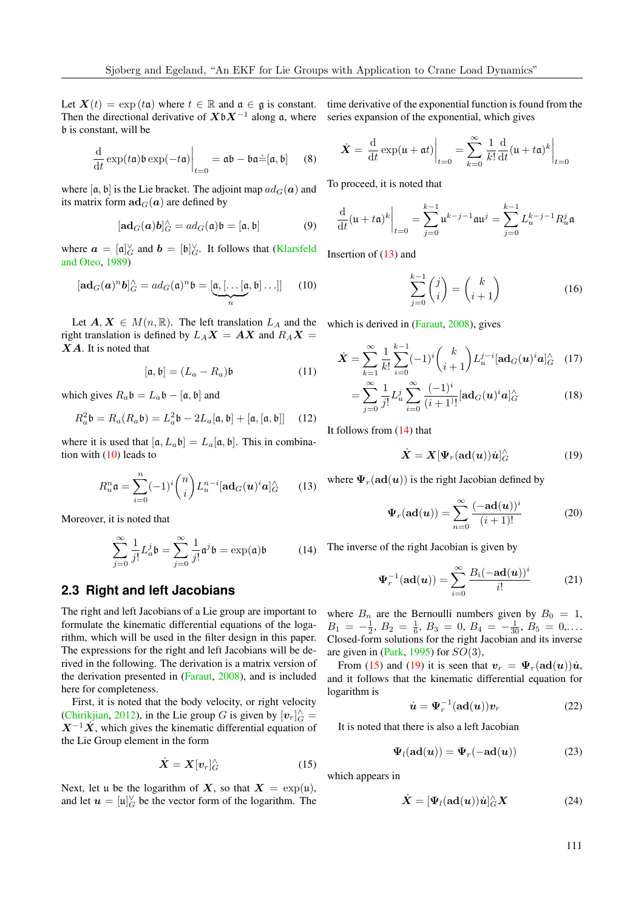Let $\boldsymbol{X}(t) = \exp(t\mathfrak{a})$ where $t \in \mathbb{R}$ and $\mathfrak{a} \in \mathfrak{g}$ is constant. Then the directional derivative of $\boldsymbol{X}\mathfrak{b}\boldsymbol{X}^{-1}$ along $\mathfrak{a}$, where $\mathfrak{b}$ is constant, will be

$$\left.\frac{\mathrm{d}}{\mathrm{d}t}\exp(t\mathfrak{a})\mathfrak{b}\exp(-t\mathfrak{a})\right|_{t=0} = \mathfrak{a}\mathfrak{b} - \mathfrak{b}\mathfrak{a} \doteq [\mathfrak{a}, \mathfrak{b}] \tag{8}$$

where $[\mathfrak{a}, \mathfrak{b}]$ is the Lie bracket. The adjoint map $ad_G(\boldsymbol{a})$ and its matrix form $\mathbf{ad}_G(\boldsymbol{a})$ are defined by

$$[\mathbf{ad}_G(\boldsymbol{a})\boldsymbol{b}]^{\wedge}_G = ad_G(\mathfrak{a})\mathfrak{b} = [\mathfrak{a}, \mathfrak{b}] \tag{9}$$

where $\boldsymbol{a} = [\mathfrak{a}]^{\vee}_G$ and $\boldsymbol{b} = [\mathfrak{b}]^{\vee}_G$. It follows that (Klarsfeld and Oteo, 1989)

$$[\mathbf{ad}_G(\boldsymbol{a})^n\boldsymbol{b}]^{\wedge}_G = ad_G(\mathfrak{a})^n\mathfrak{b} = \underbrace{[\mathfrak{a}, [\ldots[\mathfrak{a}}_{n}, \mathfrak{b}]\ldots]] \tag{10}$$

Let $\boldsymbol{A}, \boldsymbol{X} \in M(n, \mathbb{R})$. The left translation $L_A$ and the right translation is defined by $L_A\boldsymbol{X} = \boldsymbol{A}\boldsymbol{X}$ and $R_A\boldsymbol{X} = \boldsymbol{X}\boldsymbol{A}$. It is noted that

$$[\mathfrak{a}, \mathfrak{b}] = (L_a - R_a)\mathfrak{b} \tag{11}$$

which gives $R_a\mathfrak{b} = L_a\mathfrak{b} - [\mathfrak{a}, \mathfrak{b}]$ and

$$R_a^2\mathfrak{b} = R_a(R_a\mathfrak{b}) = L_a^2\mathfrak{b} - 2L_a[\mathfrak{a}, \mathfrak{b}] + [\mathfrak{a}, [\mathfrak{a}, \mathfrak{b}]] \tag{12}$$

where it is used that $[\mathfrak{a}, L_a\mathfrak{b}] = L_a[\mathfrak{a}, \mathfrak{b}]$. This in combination with (10) leads to

$$R_u^n\mathfrak{a} = \sum_{i=0}^{n}(-1)^i\binom{n}{i}L_u^{n-i}[\mathbf{ad}_G(\boldsymbol{u})^i\boldsymbol{a}]^{\wedge}_G \tag{13}$$

Moreover, it is noted that

$$\sum_{j=0}^{\infty}\frac{1}{j!}L_a^j\mathfrak{b} = \sum_{j=0}^{\infty}\frac{1}{j!}\mathfrak{a}^j\mathfrak{b} = \exp(\mathfrak{a})\mathfrak{b} \tag{14}$$

## 2.3 Right and left Jacobians

The right and left Jacobians of a Lie group are important to formulate the kinematic differential equations of the logarithm, which will be used in the filter design in this paper. The expressions for the right and left Jacobians will be derived in the following. The derivation is a matrix version of the derivation presented in (Faraut, 2008), and is included here for completeness.

First, it is noted that the body velocity, or right velocity (Chirikjian, 2012), in the Lie group $G$ is given by $[\boldsymbol{v}_r]^{\wedge}_G = \boldsymbol{X}^{-1}\dot{\boldsymbol{X}}$, which gives the kinematic differential equation of the Lie Group element in the form

$$\dot{\boldsymbol{X}} = \boldsymbol{X}[\boldsymbol{v}_r]^{\wedge}_G \tag{15}$$

Next, let $\mathfrak{u}$ be the logarithm of $\boldsymbol{X}$, so that $\boldsymbol{X} = \exp(\mathfrak{u})$, and let $\boldsymbol{u} = [\mathfrak{u}]^{\vee}_G$ be the vector form of the logarithm. The time derivative of the exponential function is found from the series expansion of the exponential, which gives

$$\dot{\boldsymbol{X}} = \left.\frac{\mathrm{d}}{\mathrm{d}t}\exp(\mathfrak{u} + \mathfrak{a}t)\right|_{t=0} = \sum_{k=0}^{\infty}\frac{1}{k!}\left.\frac{\mathrm{d}}{\mathrm{d}t}(\mathfrak{u} + t\mathfrak{a})^k\right|_{t=0}$$

To proceed, it is noted that

$$\left.\frac{\mathrm{d}}{\mathrm{d}t}(\mathfrak{u} + t\mathfrak{a})^k\right|_{t=0} = \sum_{j=0}^{k-1}\mathfrak{u}^{k-j-1}\mathfrak{a}\mathfrak{u}^j = \sum_{j=0}^{k-1}L_u^{k-j-1}R_u^j\mathfrak{a}$$

Insertion of (13) and

$$\sum_{j=0}^{k-1}\binom{j}{i} = \binom{k}{i+1} \tag{16}$$

which is derived in (Faraut, 2008), gives

$$\dot{\boldsymbol{X}} = \sum_{k=1}^{\infty}\frac{1}{k!}\sum_{i=0}^{k-1}(-1)^i\binom{k}{i+1}L_u^{j-i}[\mathbf{ad}_G(\boldsymbol{u})^i\boldsymbol{a}]^{\wedge}_G \tag{17}$$

$$= \sum_{j=0}^{\infty}\frac{1}{j!}L_u^j\sum_{i=0}^{\infty}\frac{(-1)^i}{(i+1)!}[\mathbf{ad}_G(\boldsymbol{u})^i\boldsymbol{a}]^{\wedge}_G \tag{18}$$

It follows from (14) that

$$\dot{\boldsymbol{X}} = \boldsymbol{X}[\boldsymbol{\Psi}_r(\mathbf{ad}(\boldsymbol{u}))\dot{\boldsymbol{u}}]^{\wedge}_G \tag{19}$$

where $\boldsymbol{\Psi}_r(\mathbf{ad}(\boldsymbol{u}))$ is the right Jacobian defined by

$$\boldsymbol{\Psi}_r(\mathbf{ad}(\boldsymbol{u})) = \sum_{n=0}^{\infty}\frac{(-\mathbf{ad}(\boldsymbol{u}))^i}{(i+1)!} \tag{20}$$

The inverse of the right Jacobian is given by

$$\boldsymbol{\Psi}_r^{-1}(\mathbf{ad}(\boldsymbol{u})) = \sum_{i=0}^{\infty}\frac{B_i(-\mathbf{ad}(\boldsymbol{u}))^i}{i!} \tag{21}$$

where $B_n$ are the Bernoulli numbers given by $B_0 = 1$, $B_1 = -\frac{1}{2}$, $B_2 = \frac{1}{6}$, $B_3 = 0$, $B_4 = -\frac{1}{30}$, $B_5 = 0, \ldots$. Closed-form solutions for the right Jacobian and its inverse are given in (Park, 1995) for $SO(3)$,

From (15) and (19) it is seen that $\boldsymbol{v}_r = \boldsymbol{\Psi}_r(\mathbf{ad}(\boldsymbol{u}))\dot{\boldsymbol{u}}$, and it follows that the kinematic differential equation for logarithm is

$$\dot{\boldsymbol{u}} = \boldsymbol{\Psi}_r^{-1}(\mathbf{ad}(\boldsymbol{u}))\boldsymbol{v}_r \tag{22}$$

It is noted that there is also a left Jacobian

$$\boldsymbol{\Psi}_l(\mathbf{ad}(\boldsymbol{u})) = \boldsymbol{\Psi}_r(-\mathbf{ad}(\boldsymbol{u})) \tag{23}$$

which appears in

$$\dot{\boldsymbol{X}} = [\boldsymbol{\Psi}_l(\mathbf{ad}(\boldsymbol{u}))\dot{\boldsymbol{u}}]^{\wedge}_G\boldsymbol{X} \tag{24}$$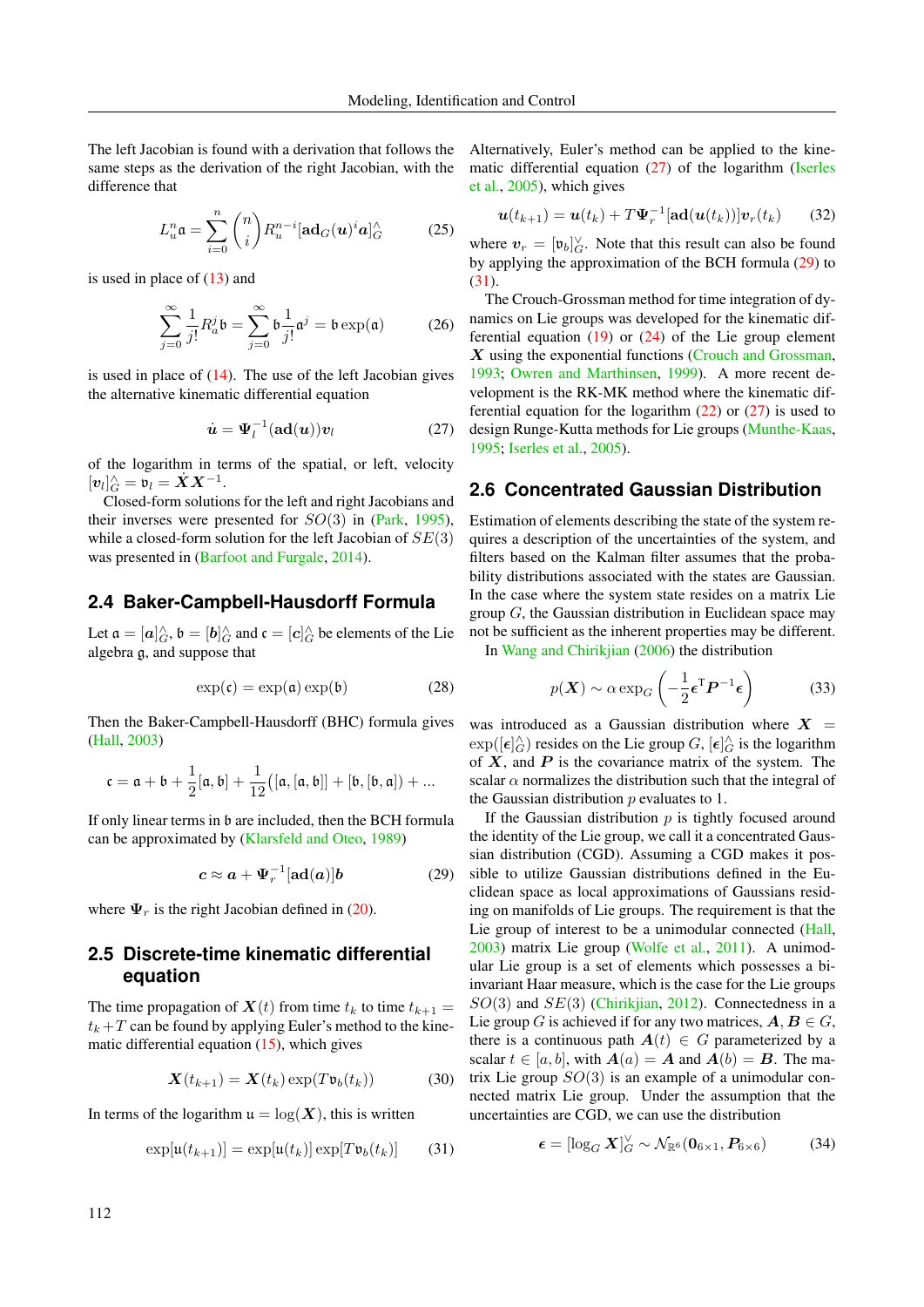The left Jacobian is found with a derivation that follows the same steps as the derivation of the right Jacobian, with the difference that

$$L_u^n \mathfrak{a} = \sum_{i=0}^{n} \binom{n}{i} R_u^{n-i} [\mathbf{ad}_G(\boldsymbol{u})^i \boldsymbol{a}]_G^\wedge \tag{25}$$

is used in place of (13) and

$$\sum_{j=0}^{\infty} \frac{1}{j!} R_{\mathfrak{a}}^j \mathfrak{b} = \sum_{j=0}^{\infty} \mathfrak{b} \frac{1}{j!} \mathfrak{a}^j = \mathfrak{b} \exp(\mathfrak{a}) \tag{26}$$

is used in place of (14). The use of the left Jacobian gives the alternative kinematic differential equation

$$\dot{\boldsymbol{u}} = \boldsymbol{\Psi}_l^{-1}(\mathbf{ad}(\boldsymbol{u}))\boldsymbol{v}_l \tag{27}$$

of the logarithm in terms of the spatial, or left, velocity $[\boldsymbol{v}_l]_G^\wedge = \mathfrak{v}_l = \dot{\boldsymbol{X}}\boldsymbol{X}^{-1}$.

Closed-form solutions for the left and right Jacobians and their inverses were presented for $SO(3)$ in (Park, 1995), while a closed-form solution for the left Jacobian of $SE(3)$ was presented in (Barfoot and Furgale, 2014).

## 2.4 Baker-Campbell-Hausdorff Formula

Let $\mathfrak{a} = [\boldsymbol{a}]_G^\wedge$, $\mathfrak{b} = [\boldsymbol{b}]_G^\wedge$ and $\mathfrak{c} = [\boldsymbol{c}]_G^\wedge$ be elements of the Lie algebra $\mathfrak{g}$, and suppose that

$$\exp(\mathfrak{c}) = \exp(\mathfrak{a}) \exp(\mathfrak{b}) \tag{28}$$

Then the Baker-Campbell-Hausdorff (BHC) formula gives (Hall, 2003)

$$\mathfrak{c} = \mathfrak{a} + \mathfrak{b} + \frac{1}{2}[\mathfrak{a}, \mathfrak{b}] + \frac{1}{12}\big([\mathfrak{a}, [\mathfrak{a}, \mathfrak{b}]] + [\mathfrak{b}, [\mathfrak{b}, \mathfrak{a}]\big) + \ldots$$

If only linear terms in $\mathfrak{b}$ are included, then the BCH formula can be approximated by (Klarsfeld and Oteo, 1989)

$$\boldsymbol{c} \approx \boldsymbol{a} + \boldsymbol{\Psi}_r^{-1}[\mathbf{ad}(\boldsymbol{a})]\boldsymbol{b} \tag{29}$$

where $\boldsymbol{\Psi}_r$ is the right Jacobian defined in (20).

## 2.5 Discrete-time kinematic differential equation

The time propagation of $\boldsymbol{X}(t)$ from time $t_k$ to time $t_{k+1} = t_k + T$ can be found by applying Euler's method to the kinematic differential equation (15), which gives

$$\boldsymbol{X}(t_{k+1}) = \boldsymbol{X}(t_k) \exp(T\mathfrak{v}_b(t_k)) \tag{30}$$

In terms of the logarithm $\mathfrak{u} = \log(\boldsymbol{X})$, this is written

$$\exp[\mathfrak{u}(t_{k+1})] = \exp[\mathfrak{u}(t_k)] \exp[T\mathfrak{v}_b(t_k)] \tag{31}$$

Alternatively, Euler's method can be applied to the kinematic differential equation (27) of the logarithm (Iserles et al., 2005), which gives

$$\boldsymbol{u}(t_{k+1}) = \boldsymbol{u}(t_k) + T\boldsymbol{\Psi}_r^{-1}[\mathbf{ad}(\boldsymbol{u}(t_k))]\boldsymbol{v}_r(t_k) \tag{32}$$

where $\boldsymbol{v}_r = [\mathfrak{v}_b]_G^\vee$. Note that this result can also be found by applying the approximation of the BCH formula (29) to (31).

The Crouch-Grossman method for time integration of dynamics on Lie groups was developed for the kinematic differential equation (19) or (24) of the Lie group element $\boldsymbol{X}$ using the exponential functions (Crouch and Grossman, 1993; Owren and Marthinsen, 1999). A more recent development is the RK-MK method where the kinematic differential equation for the logarithm (22) or (27) is used to design Runge-Kutta methods for Lie groups (Munthe-Kaas, 1995; Iserles et al., 2005).

## 2.6 Concentrated Gaussian Distribution

Estimation of elements describing the state of the system requires a description of the uncertainties of the system, and filters based on the Kalman filter assumes that the probability distributions associated with the states are Gaussian. In the case where the system state resides on a matrix Lie group $G$, the Gaussian distribution in Euclidean space may not be sufficient as the inherent properties may be different.

In Wang and Chirikjian (2006) the distribution

$$p(\boldsymbol{X}) \sim \alpha \exp_G\left(-\frac{1}{2}\boldsymbol{\epsilon}^{\mathrm{T}}\boldsymbol{P}^{-1}\boldsymbol{\epsilon}\right) \tag{33}$$

was introduced as a Gaussian distribution where $\boldsymbol{X} = \exp([\boldsymbol{\epsilon}]_G^\wedge)$ resides on the Lie group $G$, $[\boldsymbol{\epsilon}]_G^\wedge$ is the logarithm of $\boldsymbol{X}$, and $\boldsymbol{P}$ is the covariance matrix of the system. The scalar $\alpha$ normalizes the distribution such that the integral of the Gaussian distribution $p$ evaluates to 1.

If the Gaussian distribution $p$ is tightly focused around the identity of the Lie group, we call it a concentrated Gaussian distribution (CGD). Assuming a CGD makes it possible to utilize Gaussian distributions defined in the Euclidean space as local approximations of Gaussians residing on manifolds of Lie groups. The requirement is that the Lie group of interest to be a unimodular connected (Hall, 2003) matrix Lie group (Wolfe et al., 2011). A unimodular Lie group is a set of elements which possesses a bi-invariant Haar measure, which is the case for the Lie groups $SO(3)$ and $SE(3)$ (Chirikjian, 2012). Connectedness in a Lie group $G$ is achieved if for any two matrices, $\boldsymbol{A}, \boldsymbol{B} \in G$, there is a continuous path $\boldsymbol{A}(t) \in G$ parameterized by a scalar $t \in [a, b]$, with $\boldsymbol{A}(a) = \boldsymbol{A}$ and $\boldsymbol{A}(b) = \boldsymbol{B}$. The matrix Lie group $SO(3)$ is an example of a unimodular connected matrix Lie group. Under the assumption that the uncertainties are CGD, we can use the distribution

$$\boldsymbol{\epsilon} = [\log_G \boldsymbol{X}]_G^\vee \sim \mathcal{N}_{\mathbb{R}^6}(\mathbf{0}_{6\times 1}, \boldsymbol{P}_{6\times 6}) \tag{34}$$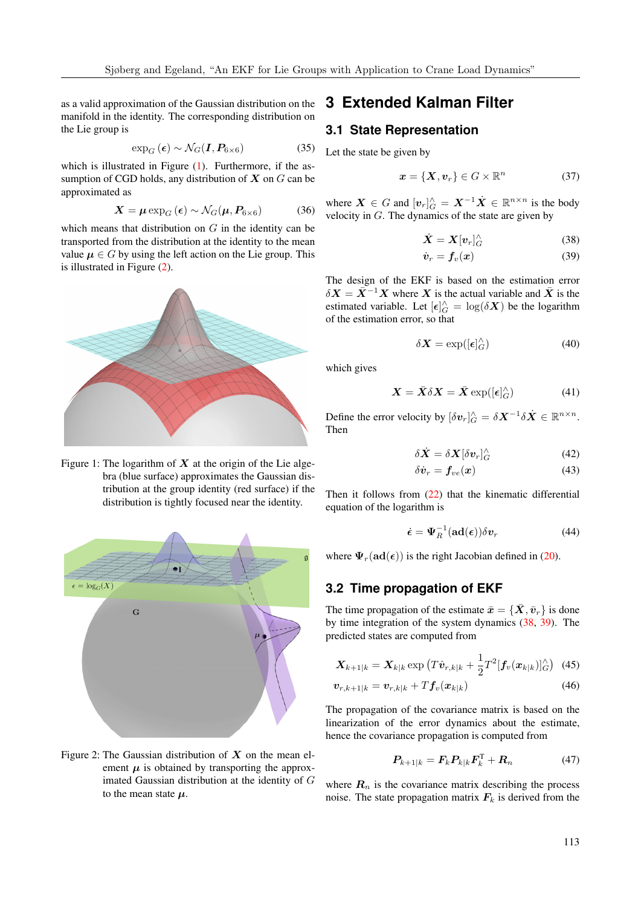as a valid approximation of the Gaussian distribution on the manifold in the identity. The corresponding distribution on the Lie group is

$$\exp_G(\boldsymbol{\epsilon}) \sim \mathcal{N}_G(\boldsymbol{I}, \boldsymbol{P}_{6\times 6}) \tag{35}$$

which is illustrated in Figure (1). Furthermore, if the assumption of CGD holds, any distribution of $\boldsymbol{X}$ on $G$ can be approximated as

$$\boldsymbol{X} = \boldsymbol{\mu} \exp_G(\boldsymbol{\epsilon}) \sim \mathcal{N}_G(\boldsymbol{\mu}, \boldsymbol{P}_{6\times 6}) \tag{36}$$

which means that distribution on $G$ in the identity can be transported from the distribution at the identity to the mean value $\boldsymbol{\mu} \in G$ by using the left action on the Lie group. This is illustrated in Figure (2).

Figure 1: The logarithm of $\boldsymbol{X}$ at the origin of the Lie algebra (blue surface) approximates the Gaussian distribution at the group identity (red surface) if the distribution is tightly focused near the identity.

$\epsilon = \log_G(X)$

$\mathfrak{g}$

G

I

$\mu$

Figure 2: The Gaussian distribution of $\boldsymbol{X}$ on the mean element $\boldsymbol{\mu}$ is obtained by transporting the approximated Gaussian distribution at the identity of $G$ to the mean state $\boldsymbol{\mu}$.

# 3 Extended Kalman Filter

## 3.1 State Representation

Let the state be given by

$$\boldsymbol{x} = \{\boldsymbol{X}, \boldsymbol{v}_r\} \in G \times \mathbb{R}^n \tag{37}$$

where $\boldsymbol{X} \in G$ and $[\boldsymbol{v}_r]_G^\wedge = \boldsymbol{X}^{-1}\dot{\boldsymbol{X}} \in \mathbb{R}^{n\times n}$ is the body velocity in $G$. The dynamics of the state are given by

$$\dot{\boldsymbol{X}} = \boldsymbol{X}[\boldsymbol{v}_r]_G^\wedge \tag{38}$$

$$\dot{\boldsymbol{v}}_r = \boldsymbol{f}_v(\boldsymbol{x}) \tag{39}$$

The design of the EKF is based on the estimation error $\delta\boldsymbol{X} = \bar{\boldsymbol{X}}^{-1}\boldsymbol{X}$ where $\boldsymbol{X}$ is the actual variable and $\bar{\boldsymbol{X}}$ is the estimated variable. Let $[\boldsymbol{\epsilon}]_G^\wedge = \log(\delta\boldsymbol{X})$ be the logarithm of the estimation error, so that

$$\delta\boldsymbol{X} = \exp([\boldsymbol{\epsilon}]_G^\wedge) \tag{40}$$

which gives

$$\boldsymbol{X} = \bar{\boldsymbol{X}}\delta\boldsymbol{X} = \bar{\boldsymbol{X}}\exp([\boldsymbol{\epsilon}]_G^\wedge) \tag{41}$$

Define the error velocity by $[\delta\boldsymbol{v}_r]_G^\wedge = \delta\boldsymbol{X}^{-1}\delta\dot{\boldsymbol{X}} \in \mathbb{R}^{n\times n}$. Then

$$\delta\dot{\boldsymbol{X}} = \delta\boldsymbol{X}[\delta\boldsymbol{v}_r]_G^\wedge \tag{42}$$

$$\delta\dot{\boldsymbol{v}}_r = \boldsymbol{f}_{ve}(\boldsymbol{x}) \tag{43}$$

Then it follows from (22) that the kinematic differential equation of the logarithm is

$$\dot{\boldsymbol{\epsilon}} = \boldsymbol{\Psi}_R^{-1}(\mathbf{ad}(\boldsymbol{\epsilon}))\delta\boldsymbol{v}_r \tag{44}$$

where $\boldsymbol{\Psi}_r(\mathbf{ad}(\boldsymbol{\epsilon}))$ is the right Jacobian defined in (20).

## 3.2 Time propagation of EKF

The time propagation of the estimate $\bar{\boldsymbol{x}} = \{\bar{\boldsymbol{X}}, \bar{\boldsymbol{v}}_r\}$ is done by time integration of the system dynamics (38, 39). The predicted states are computed from

$$\boldsymbol{X}_{k+1|k} = \boldsymbol{X}_{k|k}\exp\left(T\hat{\boldsymbol{v}}_{r,k|k} + \frac{1}{2}T^2[\boldsymbol{f}_v(\boldsymbol{x}_{k|k})]_G^\wedge\right) \tag{45}$$

$$\boldsymbol{v}_{r,k+1|k} = \boldsymbol{v}_{r,k|k} + T\boldsymbol{f}_v(\boldsymbol{x}_{k|k}) \tag{46}$$

The propagation of the covariance matrix is based on the linearization of the error dynamics about the estimate, hence the covariance propagation is computed from

$$\boldsymbol{P}_{k+1|k} = \boldsymbol{F}_k\boldsymbol{P}_{k|k}\boldsymbol{F}_k^{\mathrm{T}} + \boldsymbol{R}_n \tag{47}$$

where $\boldsymbol{R}_n$ is the covariance matrix describing the process noise. The state propagation matrix $\boldsymbol{F}_k$ is derived from the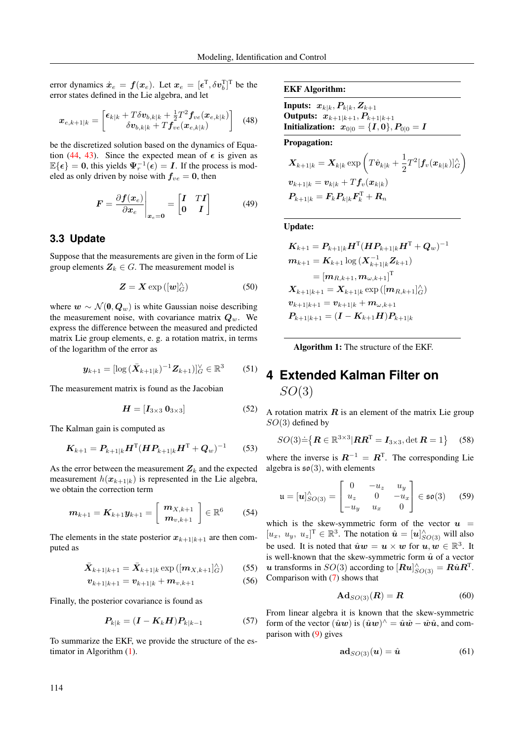error dynamics $\dot{\boldsymbol{x}}_e = \boldsymbol{f}(\boldsymbol{x}_e)$. Let $\boldsymbol{x}_e = [\boldsymbol{\epsilon}^{\mathrm{T}}, \delta\boldsymbol{v}_b^{\mathrm{T}}]^{\mathrm{T}}$ be the error states defined in the Lie algebra, and let

$$\boldsymbol{x}_{e,k+1|k} = \begin{bmatrix} \boldsymbol{\epsilon}_{k|k} + T\delta\boldsymbol{v}_{b,k|k} + \frac{1}{2}T^2\boldsymbol{f}_{ve}(\boldsymbol{x}_{e,k|k}) \\ \delta\boldsymbol{v}_{b,k|k} + T\boldsymbol{f}_{ve}(\boldsymbol{x}_{e,k|k}) \end{bmatrix} \tag{48}$$

be the discretized solution based on the dynamics of Equation (44, 43). Since the expected mean of $\boldsymbol{\epsilon}$ is given as $\mathbb{E}\{\boldsymbol{\epsilon}\} = \boldsymbol{0}$, this yields $\boldsymbol{\Psi}_r^{-1}(\boldsymbol{\epsilon}) = \boldsymbol{I}$. If the process is modeled as only driven by noise with $\boldsymbol{f}_{ve} = \boldsymbol{0}$, then

$$\boldsymbol{F} = \left.\frac{\partial \boldsymbol{f}(\boldsymbol{x}_e)}{\partial \boldsymbol{x}_e}\right|_{\boldsymbol{x}_e=\boldsymbol{0}} = \begin{bmatrix} \boldsymbol{I} & T\boldsymbol{I} \\ \boldsymbol{0} & \boldsymbol{I} \end{bmatrix} \tag{49}$$

### 3.3 Update

Suppose that the measurements are given in the form of Lie group elements $\boldsymbol{Z}_k \in G$. The measurement model is

$$\boldsymbol{Z} = \boldsymbol{X}\exp\left([\boldsymbol{w}]_G^{\wedge}\right) \tag{50}$$

where $\boldsymbol{w} \sim \mathcal{N}(\boldsymbol{0}, \boldsymbol{Q}_w)$ is white Gaussian noise describing the measurement noise, with covariance matrix $\boldsymbol{Q}_w$. We express the difference between the measured and predicted matrix Lie group elements, e. g. a rotation matrix, in terms of the logarithm of the error as

$$\boldsymbol{y}_{k+1} = [\log(\bar{\boldsymbol{X}}_{k+1|k})^{-1}\boldsymbol{Z}_{k+1})]_G^{\vee} \in \mathbb{R}^3 \tag{51}$$

The measurement matrix is found as the Jacobian

$$\boldsymbol{H} = [\boldsymbol{I}_{3\times 3}\ \boldsymbol{0}_{3\times 3}] \tag{52}$$

The Kalman gain is computed as

$$\boldsymbol{K}_{k+1} = \boldsymbol{P}_{k+1|k}\boldsymbol{H}^{\mathrm{T}}(\boldsymbol{H}\boldsymbol{P}_{k+1|k}\boldsymbol{H}^{\mathrm{T}} + \boldsymbol{Q}_w)^{-1} \tag{53}$$

As the error between the measurement $\boldsymbol{Z}_k$ and the expected measurement $h(\boldsymbol{x}_{k+1|k})$ is represented in the Lie algebra, we obtain the correction term

$$\boldsymbol{m}_{k+1} = \boldsymbol{K}_{k+1}\boldsymbol{y}_{k+1} = \begin{bmatrix} \boldsymbol{m}_{X,k+1} \\ \boldsymbol{m}_{v,k+1} \end{bmatrix} \in \mathbb{R}^6 \tag{54}$$

The elements in the state posterior $\boldsymbol{x}_{k+1|k+1}$ are then computed as

$$\bar{\boldsymbol{X}}_{k+1|k+1} = \bar{\boldsymbol{X}}_{k+1|k}\exp\left([\boldsymbol{m}_{X,k+1}]_G^{\wedge}\right) \tag{55}$$

$$\boldsymbol{v}_{k+1|k+1} = \boldsymbol{v}_{k+1|k} + \boldsymbol{m}_{v,k+1} \tag{56}$$

Finally, the posterior covariance is found as

$$\boldsymbol{P}_{k|k} = (\boldsymbol{I} - \boldsymbol{K}_k\boldsymbol{H})\boldsymbol{P}_{k|k-1} \tag{57}$$

To summarize the EKF, we provide the structure of the estimator in Algorithm (1).

**EKF Algorithm:**

**Inputs:** $\boldsymbol{x}_{k|k}, \boldsymbol{P}_{k|k}, \boldsymbol{Z}_{k+1}$
**Outputs:** $\boldsymbol{x}_{k+1|k+1}, \boldsymbol{P}_{k+1|k+1}$
**Initialization:** $\boldsymbol{x}_{0|0} = \{\boldsymbol{I}, \boldsymbol{0}\}, \boldsymbol{P}_{0|0} = \boldsymbol{I}$

**Propagation:**

$$\boldsymbol{X}_{k+1|k} = \boldsymbol{X}_{k|k}\exp\left(T\hat{\boldsymbol{v}}_{k|k} + \frac{1}{2}T^2[\boldsymbol{f}_v(\boldsymbol{x}_{k|k})]_G^{\wedge}\right)$$

$$\boldsymbol{v}_{k+1|k} = \boldsymbol{v}_{k|k} + T\boldsymbol{f}_v(\boldsymbol{x}_{k|k})$$

$$\boldsymbol{P}_{k+1|k} = \boldsymbol{F}_k\boldsymbol{P}_{k|k}\boldsymbol{F}_k^{\mathrm{T}} + \boldsymbol{R}_n$$

**Update:**

$$\boldsymbol{K}_{k+1} = \boldsymbol{P}_{k+1|k}\boldsymbol{H}^{\mathrm{T}}(\boldsymbol{H}\boldsymbol{P}_{k+1|k}\boldsymbol{H}^{\mathrm{T}} + \boldsymbol{Q}_w)^{-1}$$

$$\boldsymbol{m}_{k+1} = \boldsymbol{K}_{k+1}\log\left(\boldsymbol{X}_{k+1|k}^{-1}\boldsymbol{Z}_{k+1}\right) = [\boldsymbol{m}_{R,k+1}, \boldsymbol{m}_{\omega,k+1}]^{\mathrm{T}}$$

$$\boldsymbol{X}_{k+1|k+1} = \boldsymbol{X}_{k+1|k}\exp\left([\boldsymbol{m}_{R,k+1}]_G^{\wedge}\right)$$

$$\boldsymbol{v}_{k+1|k+1} = \boldsymbol{v}_{k+1|k} + \boldsymbol{m}_{\omega,k+1}$$

$$\boldsymbol{P}_{k+1|k+1} = (\boldsymbol{I} - \boldsymbol{K}_{k+1}\boldsymbol{H})\boldsymbol{P}_{k+1|k}$$

**Algorithm 1:** The structure of the EKF.

## 4 Extended Kalman Filter on $SO(3)$

A rotation matrix $\boldsymbol{R}$ is an element of the matrix Lie group $SO(3)$ defined by

$$SO(3) \doteq \left\{\boldsymbol{R} \in \mathbb{R}^{3\times 3} | \boldsymbol{R}\boldsymbol{R}^{\mathrm{T}} = \boldsymbol{I}_{3\times 3}, \det\boldsymbol{R} = 1\right\} \tag{58}$$

where the inverse is $\boldsymbol{R}^{-1} = \boldsymbol{R}^{\mathrm{T}}$. The corresponding Lie algebra is $\mathfrak{so}(3)$, with elements

$$\mathfrak{u} = [\boldsymbol{u}]_{SO(3)}^{\wedge} = \begin{bmatrix} 0 & -u_z & u_y \\ u_z & 0 & -u_x \\ -u_y & u_x & 0 \end{bmatrix} \in \mathfrak{so}(3) \tag{59}$$

which is the skew-symmetric form of the vector $\boldsymbol{u} = [u_x,\ u_y,\ u_z]^{\mathrm{T}} \in \mathbb{R}^3$. The notation $\hat{\boldsymbol{u}} = [\boldsymbol{u}]_{SO(3)}^{\wedge}$ will also be used. It is noted that $\hat{\boldsymbol{u}}\boldsymbol{w} = \boldsymbol{u} \times \boldsymbol{w}$ for $\boldsymbol{u}, \boldsymbol{w} \in \mathbb{R}^3$. It is well-known that the skew-symmetric form $\hat{\boldsymbol{u}}$ of a vector $\boldsymbol{u}$ transforms in $SO(3)$ according to $[\boldsymbol{R}\boldsymbol{u}]_{SO(3)}^{\wedge} = \boldsymbol{R}\hat{\boldsymbol{u}}\boldsymbol{R}^{\mathrm{T}}$. Comparison with (7) shows that

$$\mathbf{Ad}_{SO(3)}(\boldsymbol{R}) = \boldsymbol{R} \tag{60}$$

From linear algebra it is known that the skew-symmetric form of the vector $(\hat{\boldsymbol{u}}\boldsymbol{w})$ is $(\hat{\boldsymbol{u}}\boldsymbol{w})^{\wedge} = \hat{\boldsymbol{u}}\hat{\boldsymbol{w}} - \hat{\boldsymbol{w}}\hat{\boldsymbol{u}}$, and comparison with (9) gives

$$\mathbf{ad}_{SO(3)}(\boldsymbol{u}) = \hat{\boldsymbol{u}} \tag{61}$$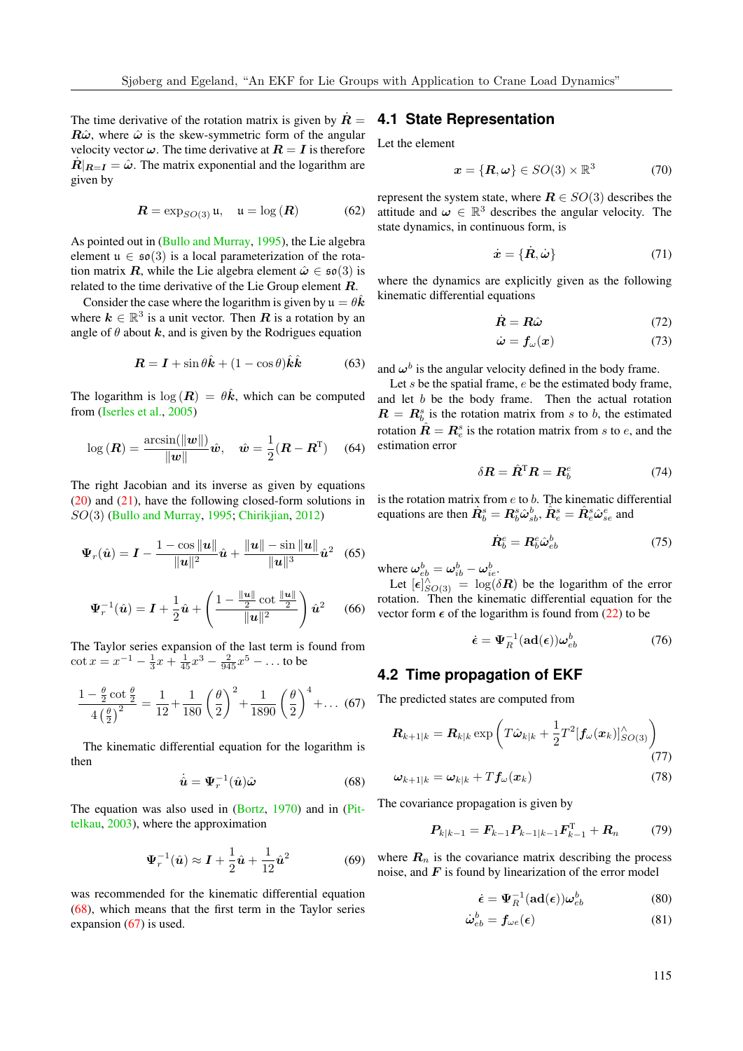The time derivative of the rotation matrix is given by $\dot{\boldsymbol{R}} = \boldsymbol{R}\hat{\boldsymbol{\omega}}$, where $\hat{\boldsymbol{\omega}}$ is the skew-symmetric form of the angular velocity vector $\boldsymbol{\omega}$. The time derivative at $\boldsymbol{R} = \boldsymbol{I}$ is therefore $\dot{\boldsymbol{R}}|_{\boldsymbol{R}=\boldsymbol{I}} = \hat{\boldsymbol{\omega}}$. The matrix exponential and the logarithm are given by

$$\boldsymbol{R} = \exp_{SO(3)} \mathfrak{u}, \quad \mathfrak{u} = \log(\boldsymbol{R}) \tag{62}$$

As pointed out in (Bullo and Murray, 1995), the Lie algebra element $\mathfrak{u} \in \mathfrak{so}(3)$ is a local parameterization of the rotation matrix $\boldsymbol{R}$, while the Lie algebra element $\hat{\boldsymbol{\omega}} \in \mathfrak{so}(3)$ is related to the time derivative of the Lie Group element $\boldsymbol{R}$.

Consider the case where the logarithm is given by $\mathfrak{u} = \theta\hat{\boldsymbol{k}}$ where $\boldsymbol{k} \in \mathbb{R}^3$ is a unit vector. Then $\boldsymbol{R}$ is a rotation by an angle of $\theta$ about $\boldsymbol{k}$, and is given by the Rodrigues equation

$$\boldsymbol{R} = \boldsymbol{I} + \sin\theta\hat{\boldsymbol{k}} + (1-\cos\theta)\hat{\boldsymbol{k}}\hat{\boldsymbol{k}} \tag{63}$$

The logarithm is $\log(\boldsymbol{R}) = \theta\hat{\boldsymbol{k}}$, which can be computed from (Iserles et al., 2005)

$$\log(\boldsymbol{R}) = \frac{\arcsin(\|\boldsymbol{w}\|)}{\|\boldsymbol{w}\|}\hat{\boldsymbol{w}}, \quad \hat{\boldsymbol{w}} = \frac{1}{2}(\boldsymbol{R} - \boldsymbol{R}^{\mathrm{T}}) \tag{64}$$

The right Jacobian and its inverse as given by equations (20) and (21), have the following closed-form solutions in $SO(3)$ (Bullo and Murray, 1995; Chirikjian, 2012)

$$\boldsymbol{\Psi}_r(\hat{\boldsymbol{u}}) = \boldsymbol{I} - \frac{1-\cos\|\boldsymbol{u}\|}{\|\boldsymbol{u}\|^2}\hat{\boldsymbol{u}} + \frac{\|\boldsymbol{u}\| - \sin\|\boldsymbol{u}\|}{\|\boldsymbol{u}\|^3}\hat{\boldsymbol{u}}^2 \tag{65}$$

$$\boldsymbol{\Psi}_r^{-1}(\hat{\boldsymbol{u}}) = \boldsymbol{I} + \frac{1}{2}\hat{\boldsymbol{u}} + \left(\frac{1 - \frac{\|\boldsymbol{u}\|}{2}\cot\frac{\|\boldsymbol{u}\|}{2}}{\|\boldsymbol{u}\|^2}\right)\hat{\boldsymbol{u}}^2 \tag{66}$$

The Taylor series expansion of the last term is found from $\cot x = x^{-1} - \frac{1}{3}x + \frac{1}{45}x^3 - \frac{2}{945}x^5 - \ldots$ to be

$$\frac{1 - \frac{\theta}{2}\cot\frac{\theta}{2}}{4\left(\frac{\theta}{2}\right)^2} = \frac{1}{12} + \frac{1}{180}\left(\frac{\theta}{2}\right)^2 + \frac{1}{1890}\left(\frac{\theta}{2}\right)^4 + \ldots \tag{67}$$

The kinematic differential equation for the logarithm is then

$$\dot{\hat{\boldsymbol{u}}} = \boldsymbol{\Psi}_r^{-1}(\hat{\boldsymbol{u}})\hat{\boldsymbol{\omega}} \tag{68}$$

The equation was also used in (Bortz, 1970) and in (Pittelkau, 2003), where the approximation

$$\boldsymbol{\Psi}_r^{-1}(\hat{\boldsymbol{u}}) \approx \boldsymbol{I} + \frac{1}{2}\hat{\boldsymbol{u}} + \frac{1}{12}\hat{\boldsymbol{u}}^2 \tag{69}$$

was recommended for the kinematic differential equation (68), which means that the first term in the Taylor series expansion (67) is used.

## 4.1 State Representation

Let the element

$$\boldsymbol{x} = \{\boldsymbol{R}, \boldsymbol{\omega}\} \in SO(3) \times \mathbb{R}^3 \tag{70}$$

represent the system state, where $\boldsymbol{R} \in SO(3)$ describes the attitude and $\boldsymbol{\omega} \in \mathbb{R}^3$ describes the angular velocity. The state dynamics, in continuous form, is

$$\dot{\boldsymbol{x}} = \{\dot{\boldsymbol{R}}, \dot{\boldsymbol{\omega}}\} \tag{71}$$

where the dynamics are explicitly given as the following kinematic differential equations

$$\dot{\boldsymbol{R}} = \boldsymbol{R}\hat{\boldsymbol{\omega}} \tag{72}$$

$$\dot{\boldsymbol{\omega}} = \boldsymbol{f}_\omega(\boldsymbol{x}) \tag{73}$$

and $\boldsymbol{\omega}^b$ is the angular velocity defined in the body frame.

Let $s$ be the spatial frame, $e$ be the estimated body frame, and let $b$ be the body frame. Then the actual rotation $\boldsymbol{R} = \boldsymbol{R}_b^s$ is the rotation matrix from $s$ to $b$, the estimated rotation $\hat{\boldsymbol{R}} = \boldsymbol{R}_e^s$ is the rotation matrix from $s$ to $e$, and the estimation error

$$\delta\boldsymbol{R} = \hat{\boldsymbol{R}}^{\mathrm{T}}\boldsymbol{R} = \boldsymbol{R}_b^e \tag{74}$$

is the rotation matrix from $e$ to $b$. The kinematic differential equations are then $\dot{\boldsymbol{R}}_b^s = \boldsymbol{R}_b^s\hat{\boldsymbol{\omega}}_{sb}^b$, $\dot{\hat{\boldsymbol{R}}}_e^s = \hat{\boldsymbol{R}}_e^s\hat{\boldsymbol{\omega}}_{se}^e$ and

$$\dot{\boldsymbol{R}}_b^e = \boldsymbol{R}_b^e\hat{\boldsymbol{\omega}}_{eb}^b \tag{75}$$

where $\boldsymbol{\omega}_{eb}^b = \boldsymbol{\omega}_{ib}^b - \boldsymbol{\omega}_{ie}^b$.

Let $[\boldsymbol{\epsilon}]_{SO(3)}^{\wedge} = \log(\delta\boldsymbol{R})$ be the logarithm of the error rotation. Then the kinematic differential equation for the vector form $\boldsymbol{\epsilon}$ of the logarithm is found from (22) to be

$$\dot{\boldsymbol{\epsilon}} = \boldsymbol{\Psi}_R^{-1}(\mathbf{ad}(\boldsymbol{\epsilon}))\boldsymbol{\omega}_{eb}^b \tag{76}$$

## 4.2 Time propagation of EKF

The predicted states are computed from

$$\boldsymbol{R}_{k+1|k} = \boldsymbol{R}_{k|k}\exp\left(T\hat{\boldsymbol{\omega}}_{k|k} + \frac{1}{2}T^2[\boldsymbol{f}_\omega(\boldsymbol{x}_k)]_{SO(3)}^{\wedge}\right) \tag{77}$$

$$\boldsymbol{\omega}_{k+1|k} = \boldsymbol{\omega}_{k|k} + T\boldsymbol{f}_\omega(\boldsymbol{x}_k) \tag{78}$$

The covariance propagation is given by

$$\boldsymbol{P}_{k|k-1} = \boldsymbol{F}_{k-1}\boldsymbol{P}_{k-1|k-1}\boldsymbol{F}_{k-1}^{\mathrm{T}} + \boldsymbol{R}_n \tag{79}$$

where $\boldsymbol{R}_n$ is the covariance matrix describing the process noise, and $\boldsymbol{F}$ is found by linearization of the error model

$$\dot{\boldsymbol{\epsilon}} = \boldsymbol{\Psi}_R^{-1}(\mathbf{ad}(\boldsymbol{\epsilon}))\boldsymbol{\omega}_{eb}^b \tag{80}$$

$$\dot{\boldsymbol{\omega}}_{eb}^b = \boldsymbol{f}_{\omega e}(\boldsymbol{\epsilon}) \tag{81}$$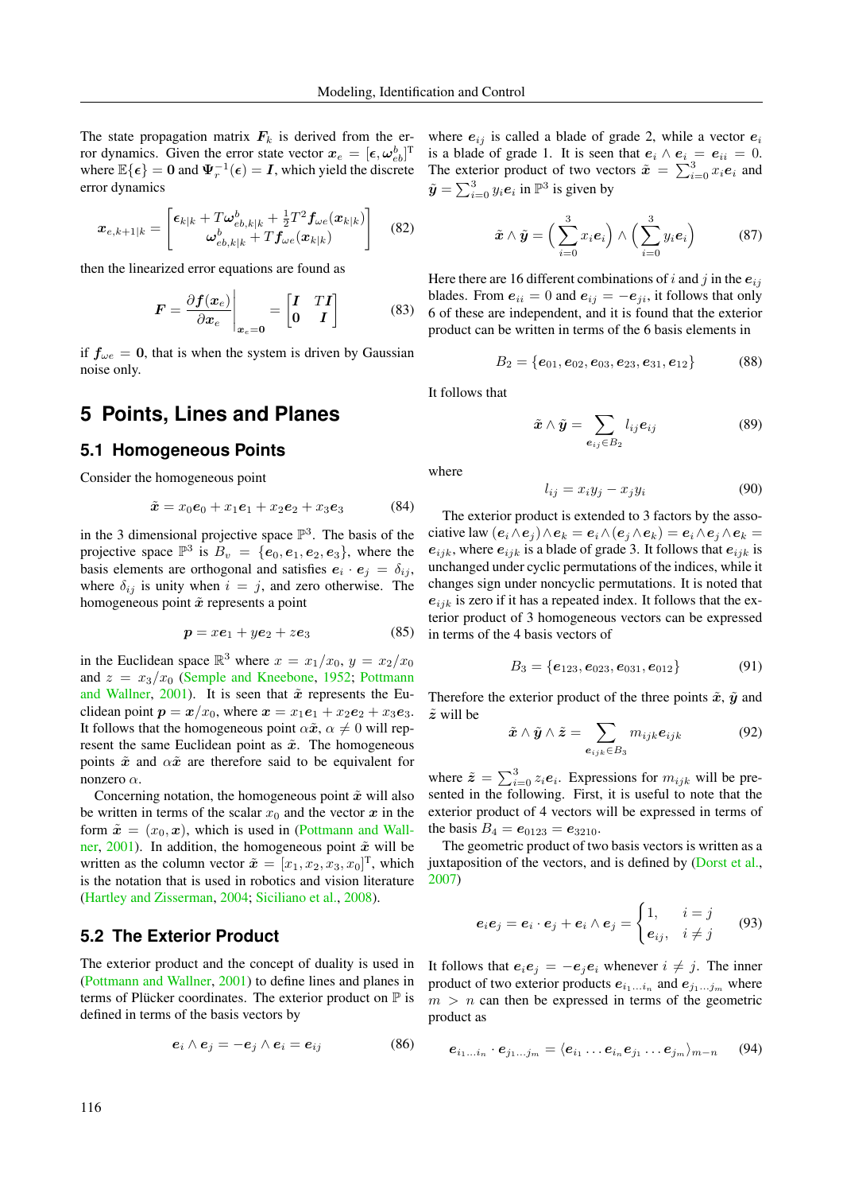The state propagation matrix $\boldsymbol{F}_k$ is derived from the error dynamics. Given the error state vector $\boldsymbol{x}_e = [\boldsymbol{\epsilon}, \boldsymbol{\omega}_{eb}^b]^{\mathrm{T}}$ where $\mathbb{E}\{\boldsymbol{\epsilon}\} = \boldsymbol{0}$ and $\boldsymbol{\Psi}_r^{-1}(\boldsymbol{\epsilon}) = \boldsymbol{I}$, which yield the discrete error dynamics

$$\boldsymbol{x}_{e,k+1|k} = \begin{bmatrix} \boldsymbol{\epsilon}_{k|k} + T\boldsymbol{\omega}_{eb,k|k}^b + \frac{1}{2}T^2 \boldsymbol{f}_{\omega e}(\boldsymbol{x}_{k|k}) \\ \boldsymbol{\omega}_{eb,k|k}^b + T\boldsymbol{f}_{\omega e}(\boldsymbol{x}_{k|k}) \end{bmatrix} \tag{82}$$

then the linearized error equations are found as

$$\boldsymbol{F} = \left.\frac{\partial \boldsymbol{f}(\boldsymbol{x}_e)}{\partial \boldsymbol{x}_e}\right|_{\boldsymbol{x}_e = \boldsymbol{0}} = \begin{bmatrix} \boldsymbol{I} & T\boldsymbol{I} \\ \boldsymbol{0} & \boldsymbol{I} \end{bmatrix} \tag{83}$$

if $\boldsymbol{f}_{\omega e} = \boldsymbol{0}$, that is when the system is driven by Gaussian noise only.

# 5 Points, Lines and Planes

## 5.1 Homogeneous Points

Consider the homogeneous point

$$\tilde{\boldsymbol{x}} = x_0 \boldsymbol{e}_0 + x_1 \boldsymbol{e}_1 + x_2 \boldsymbol{e}_2 + x_3 \boldsymbol{e}_3 \tag{84}$$

in the 3 dimensional projective space $\mathbb{P}^3$. The basis of the projective space $\mathbb{P}^3$ is $B_v = \{\boldsymbol{e}_0, \boldsymbol{e}_1, \boldsymbol{e}_2, \boldsymbol{e}_3\}$, where the basis elements are orthogonal and satisfies $\boldsymbol{e}_i \cdot \boldsymbol{e}_j = \delta_{ij}$, where $\delta_{ij}$ is unity when $i = j$, and zero otherwise. The homogeneous point $\tilde{\boldsymbol{x}}$ represents a point

$$\boldsymbol{p} = x\boldsymbol{e}_1 + y\boldsymbol{e}_2 + z\boldsymbol{e}_3 \tag{85}$$

in the Euclidean space $\mathbb{R}^3$ where $x = x_1/x_0$, $y = x_2/x_0$ and $z = x_3/x_0$ (Semple and Kneebone, 1952; Pottmann and Wallner, 2001). It is seen that $\tilde{\boldsymbol{x}}$ represents the Euclidean point $\boldsymbol{p} = \boldsymbol{x}/x_0$, where $\boldsymbol{x} = x_1\boldsymbol{e}_1 + x_2\boldsymbol{e}_2 + x_3\boldsymbol{e}_3$. It follows that the homogeneous point $\alpha\tilde{\boldsymbol{x}}$, $\alpha \neq 0$ will represent the same Euclidean point as $\tilde{\boldsymbol{x}}$. The homogeneous points $\tilde{\boldsymbol{x}}$ and $\alpha\tilde{\boldsymbol{x}}$ are therefore said to be equivalent for nonzero $\alpha$.

Concerning notation, the homogeneous point $\tilde{\boldsymbol{x}}$ will also be written in terms of the scalar $x_0$ and the vector $\boldsymbol{x}$ in the form $\tilde{\boldsymbol{x}} = (x_0, \boldsymbol{x})$, which is used in (Pottmann and Wallner, 2001). In addition, the homogeneous point $\tilde{\boldsymbol{x}}$ will be written as the column vector $\tilde{\boldsymbol{x}} = [x_1, x_2, x_3, x_0]^{\mathrm{T}}$, which is the notation that is used in robotics and vision literature (Hartley and Zisserman, 2004; Siciliano et al., 2008).

## 5.2 The Exterior Product

The exterior product and the concept of duality is used in (Pottmann and Wallner, 2001) to define lines and planes in terms of Plücker coordinates. The exterior product on $\mathbb{P}$ is defined in terms of the basis vectors by

$$\boldsymbol{e}_i \wedge \boldsymbol{e}_j = -\boldsymbol{e}_j \wedge \boldsymbol{e}_i = \boldsymbol{e}_{ij} \tag{86}$$

where $\boldsymbol{e}_{ij}$ is called a blade of grade 2, while a vector $\boldsymbol{e}_i$ is a blade of grade 1. It is seen that $\boldsymbol{e}_i \wedge \boldsymbol{e}_i = \boldsymbol{e}_{ii} = 0$. The exterior product of two vectors $\tilde{\boldsymbol{x}} = \sum_{i=0}^{3} x_i \boldsymbol{e}_i$ and $\tilde{\boldsymbol{y}} = \sum_{i=0}^{3} y_i \boldsymbol{e}_i$ in $\mathbb{P}^3$ is given by

$$\tilde{\boldsymbol{x}} \wedge \tilde{\boldsymbol{y}} = \left(\sum_{i=0}^{3} x_i \boldsymbol{e}_i\right) \wedge \left(\sum_{i=0}^{3} y_i \boldsymbol{e}_i\right) \tag{87}$$

Here there are 16 different combinations of $i$ and $j$ in the $\boldsymbol{e}_{ij}$ blades. From $\boldsymbol{e}_{ii} = 0$ and $\boldsymbol{e}_{ij} = -\boldsymbol{e}_{ji}$, it follows that only 6 of these are independent, and it is found that the exterior product can be written in terms of the 6 basis elements in

$$B_2 = \{\boldsymbol{e}_{01}, \boldsymbol{e}_{02}, \boldsymbol{e}_{03}, \boldsymbol{e}_{23}, \boldsymbol{e}_{31}, \boldsymbol{e}_{12}\} \tag{88}$$

It follows that

$$\tilde{\boldsymbol{x}} \wedge \tilde{\boldsymbol{y}} = \sum_{\boldsymbol{e}_{ij} \in B_2} l_{ij} \boldsymbol{e}_{ij} \tag{89}$$

where

$$l_{ij} = x_i y_j - x_j y_i \tag{90}$$

The exterior product is extended to 3 factors by the associative law $(\boldsymbol{e}_i \wedge \boldsymbol{e}_j) \wedge \boldsymbol{e}_k = \boldsymbol{e}_i \wedge (\boldsymbol{e}_j \wedge \boldsymbol{e}_k) = \boldsymbol{e}_i \wedge \boldsymbol{e}_j \wedge \boldsymbol{e}_k = \boldsymbol{e}_{ijk}$, where $\boldsymbol{e}_{ijk}$ is a blade of grade 3. It follows that $\boldsymbol{e}_{ijk}$ is unchanged under cyclic permutations of the indices, while it changes sign under noncyclic permutations. It is noted that $\boldsymbol{e}_{ijk}$ is zero if it has a repeated index. It follows that the exterior product of 3 homogeneous vectors can be expressed in terms of the 4 basis vectors of

$$B_3 = \{\boldsymbol{e}_{123}, \boldsymbol{e}_{023}, \boldsymbol{e}_{031}, \boldsymbol{e}_{012}\} \tag{91}$$

Therefore the exterior product of the three points $\tilde{\boldsymbol{x}}$, $\tilde{\boldsymbol{y}}$ and $\tilde{\boldsymbol{z}}$ will be

$$\tilde{\boldsymbol{x}} \wedge \tilde{\boldsymbol{y}} \wedge \tilde{\boldsymbol{z}} = \sum_{\boldsymbol{e}_{ijk} \in B_3} m_{ijk} \boldsymbol{e}_{ijk} \tag{92}$$

where $\tilde{\boldsymbol{z}} = \sum_{i=0}^{3} z_i \boldsymbol{e}_i$. Expressions for $m_{ijk}$ will be presented in the following. First, it is useful to note that the exterior product of 4 vectors will be expressed in terms of the basis $B_4 = \boldsymbol{e}_{0123} = \boldsymbol{e}_{3210}$.

The geometric product of two basis vectors is written as a juxtaposition of the vectors, and is defined by (Dorst et al., 2007)

$$\boldsymbol{e}_i \boldsymbol{e}_j = \boldsymbol{e}_i \cdot \boldsymbol{e}_j + \boldsymbol{e}_i \wedge \boldsymbol{e}_j = \begin{cases} 1, & i = j \\ \boldsymbol{e}_{ij}, & i \neq j \end{cases} \tag{93}$$

It follows that $\boldsymbol{e}_i \boldsymbol{e}_j = -\boldsymbol{e}_j \boldsymbol{e}_i$ whenever $i \neq j$. The inner product of two exterior products $\boldsymbol{e}_{i_1 \ldots i_n}$ and $\boldsymbol{e}_{j_1 \ldots j_m}$ where $m > n$ can then be expressed in terms of the geometric product as

$$\boldsymbol{e}_{i_1 \ldots i_n} \cdot \boldsymbol{e}_{j_1 \ldots j_m} = \langle \boldsymbol{e}_{i_1} \ldots \boldsymbol{e}_{i_n} \boldsymbol{e}_{j_1} \ldots \boldsymbol{e}_{j_m} \rangle_{m-n} \tag{94}$$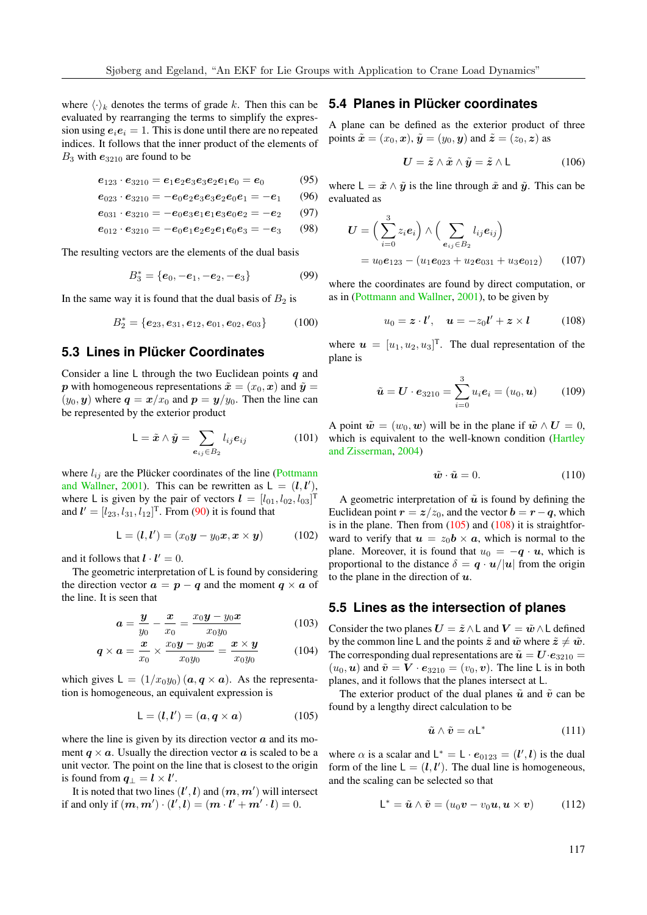where $\langle\cdot\rangle_k$ denotes the terms of grade $k$. Then this can be evaluated by rearranging the terms to simplify the expression using $\boldsymbol{e}_i\boldsymbol{e}_i = 1$. This is done until there are no repeated indices. It follows that the inner product of the elements of $B_3$ with $\boldsymbol{e}_{3210}$ are found to be

$$\boldsymbol{e}_{123} \cdot \boldsymbol{e}_{3210} = \boldsymbol{e}_1\boldsymbol{e}_2\boldsymbol{e}_3\boldsymbol{e}_3\boldsymbol{e}_2\boldsymbol{e}_1\boldsymbol{e}_0 = \boldsymbol{e}_0 \tag{95}$$

$$\boldsymbol{e}_{023} \cdot \boldsymbol{e}_{3210} = -\boldsymbol{e}_0\boldsymbol{e}_2\boldsymbol{e}_3\boldsymbol{e}_3\boldsymbol{e}_2\boldsymbol{e}_0\boldsymbol{e}_1 = -\boldsymbol{e}_1 \tag{96}$$

$$\boldsymbol{e}_{031} \cdot \boldsymbol{e}_{3210} = -\boldsymbol{e}_0\boldsymbol{e}_3\boldsymbol{e}_1\boldsymbol{e}_1\boldsymbol{e}_3\boldsymbol{e}_0\boldsymbol{e}_2 = -\boldsymbol{e}_2 \tag{97}$$

$$\boldsymbol{e}_{012} \cdot \boldsymbol{e}_{3210} = -\boldsymbol{e}_0\boldsymbol{e}_1\boldsymbol{e}_2\boldsymbol{e}_2\boldsymbol{e}_1\boldsymbol{e}_0\boldsymbol{e}_3 = -\boldsymbol{e}_3 \tag{98}$$

The resulting vectors are the elements of the dual basis

$$B_3^* = \{\boldsymbol{e}_0, -\boldsymbol{e}_1, -\boldsymbol{e}_2, -\boldsymbol{e}_3\} \tag{99}$$

In the same way it is found that the dual basis of $B_2$ is

$$B_2^* = \{\boldsymbol{e}_{23}, \boldsymbol{e}_{31}, \boldsymbol{e}_{12}, \boldsymbol{e}_{01}, \boldsymbol{e}_{02}, \boldsymbol{e}_{03}\} \tag{100}$$

## 5.3 Lines in Plücker Coordinates

Consider a line $\mathsf{L}$ through the two Euclidean points $\boldsymbol{q}$ and $\boldsymbol{p}$ with homogeneous representations $\tilde{\boldsymbol{x}} = (x_0, \boldsymbol{x})$ and $\tilde{\boldsymbol{y}} = (y_0, \boldsymbol{y})$ where $\boldsymbol{q} = \boldsymbol{x}/x_0$ and $\boldsymbol{p} = \boldsymbol{y}/y_0$. Then the line can be represented by the exterior product

$$\mathsf{L} = \tilde{\boldsymbol{x}} \wedge \tilde{\boldsymbol{y}} = \sum_{\boldsymbol{e}_{ij} \in B_2} l_{ij}\boldsymbol{e}_{ij} \tag{101}$$

where $l_{ij}$ are the Plücker coordinates of the line (Pottmann and Wallner, 2001). This can be rewritten as $\mathsf{L} = (\boldsymbol{l}, \boldsymbol{l}')$, where $\mathsf{L}$ is given by the pair of vectors $\boldsymbol{l} = [l_{01}, l_{02}, l_{03}]^{\mathrm{T}}$ and $\boldsymbol{l}' = [l_{23}, l_{31}, l_{12}]^{\mathrm{T}}$. From (90) it is found that

$$\mathsf{L} = (\boldsymbol{l}, \boldsymbol{l}') = (x_0\boldsymbol{y} - y_0\boldsymbol{x}, \boldsymbol{x} \times \boldsymbol{y}) \tag{102}$$

and it follows that $\boldsymbol{l} \cdot \boldsymbol{l}' = 0$.

The geometric interpretation of $\mathsf{L}$ is found by considering the direction vector $\boldsymbol{a} = \boldsymbol{p} - \boldsymbol{q}$ and the moment $\boldsymbol{q} \times \boldsymbol{a}$ of the line. It is seen that

$$\boldsymbol{a} = \frac{\boldsymbol{y}}{y_0} - \frac{\boldsymbol{x}}{x_0} = \frac{x_0\boldsymbol{y} - y_0\boldsymbol{x}}{x_0 y_0} \tag{103}$$

$$\boldsymbol{q} \times \boldsymbol{a} = \frac{\boldsymbol{x}}{x_0} \times \frac{x_0\boldsymbol{y} - y_0\boldsymbol{x}}{x_0 y_0} = \frac{\boldsymbol{x} \times \boldsymbol{y}}{x_0 y_0} \tag{104}$$

which gives $\mathsf{L} = (1/x_0 y_0)\,(\boldsymbol{a}, \boldsymbol{q} \times \boldsymbol{a})$. As the representation is homogeneous, an equivalent expression is

$$\mathsf{L} = (\boldsymbol{l}, \boldsymbol{l}') = (\boldsymbol{a}, \boldsymbol{q} \times \boldsymbol{a}) \tag{105}$$

where the line is given by its direction vector $\boldsymbol{a}$ and its moment $\boldsymbol{q} \times \boldsymbol{a}$. Usually the direction vector $\boldsymbol{a}$ is scaled to be a unit vector. The point on the line that is closest to the origin is found from $\boldsymbol{q}_\perp = \boldsymbol{l} \times \boldsymbol{l}'$.

It is noted that two lines $(\boldsymbol{l}', \boldsymbol{l})$ and $(\boldsymbol{m}, \boldsymbol{m}')$ will intersect if and only if $(\boldsymbol{m}, \boldsymbol{m}') \cdot (\boldsymbol{l}', \boldsymbol{l}) = (\boldsymbol{m} \cdot \boldsymbol{l}' + \boldsymbol{m}' \cdot \boldsymbol{l}) = 0$.

## 5.4 Planes in Plücker coordinates

A plane can be defined as the exterior product of three points $\tilde{\boldsymbol{x}} = (x_0, \boldsymbol{x})$, $\tilde{\boldsymbol{y}} = (y_0, \boldsymbol{y})$ and $\tilde{\boldsymbol{z}} = (z_0, \boldsymbol{z})$ as

$$\boldsymbol{U} = \tilde{\boldsymbol{z}} \wedge \tilde{\boldsymbol{x}} \wedge \tilde{\boldsymbol{y}} = \tilde{\boldsymbol{z}} \wedge \mathsf{L} \tag{106}$$

where $\mathsf{L} = \tilde{\boldsymbol{x}} \wedge \tilde{\boldsymbol{y}}$ is the line through $\tilde{\boldsymbol{x}}$ and $\tilde{\boldsymbol{y}}$. This can be evaluated as

$$\begin{aligned}\boldsymbol{U} &= \Big(\sum_{i=0}^{3} z_i\boldsymbol{e}_i\Big) \wedge \Big(\sum_{\boldsymbol{e}_{ij} \in B_2} l_{ij}\boldsymbol{e}_{ij}\Big) \\ &= u_0\boldsymbol{e}_{123} - (u_1\boldsymbol{e}_{023} + u_2\boldsymbol{e}_{031} + u_3\boldsymbol{e}_{012})\end{aligned} \tag{107}$$

where the coordinates are found by direct computation, or as in (Pottmann and Wallner, 2001), to be given by

$$u_0 = \boldsymbol{z} \cdot \boldsymbol{l}', \quad \boldsymbol{u} = -z_0\boldsymbol{l}' + \boldsymbol{z} \times \boldsymbol{l} \tag{108}$$

where $\boldsymbol{u} = [u_1, u_2, u_3]^{\mathrm{T}}$. The dual representation of the plane is

$$\tilde{\boldsymbol{u}} = \boldsymbol{U} \cdot \boldsymbol{e}_{3210} = \sum_{i=0}^{3} u_i\boldsymbol{e}_i = (u_0, \boldsymbol{u}) \tag{109}$$

A point $\tilde{\boldsymbol{w}} = (w_0, \boldsymbol{w})$ will be in the plane if $\tilde{\boldsymbol{w}} \wedge \boldsymbol{U} = 0$, which is equivalent to the well-known condition (Hartley and Zisserman, 2004)

$$\tilde{\boldsymbol{w}} \cdot \tilde{\boldsymbol{u}} = 0. \tag{110}$$

A geometric interpretation of $\tilde{\boldsymbol{u}}$ is found by defining the Euclidean point $\boldsymbol{r} = \boldsymbol{z}/z_0$, and the vector $\boldsymbol{b} = \boldsymbol{r} - \boldsymbol{q}$, which is in the plane. Then from (105) and (108) it is straightforward to verify that $\boldsymbol{u} = z_0\boldsymbol{b} \times \boldsymbol{a}$, which is normal to the plane. Moreover, it is found that $u_0 = -\boldsymbol{q} \cdot \boldsymbol{u}$, which is proportional to the distance $\delta = \boldsymbol{q} \cdot \boldsymbol{u}/|\boldsymbol{u}|$ from the origin to the plane in the direction of $\boldsymbol{u}$.

## 5.5 Lines as the intersection of planes

Consider the two planes $\boldsymbol{U} = \tilde{\boldsymbol{z}} \wedge \mathsf{L}$ and $\boldsymbol{V} = \tilde{\boldsymbol{w}} \wedge \mathsf{L}$ defined by the common line $\mathsf{L}$ and the points $\tilde{\boldsymbol{z}}$ and $\tilde{\boldsymbol{w}}$ where $\tilde{\boldsymbol{z}} \neq \tilde{\boldsymbol{w}}$. The corresponding dual representations are $\tilde{\boldsymbol{u}} = \boldsymbol{U} \cdot \boldsymbol{e}_{3210} = (u_0, \boldsymbol{u})$ and $\tilde{\boldsymbol{v}} = \boldsymbol{V} \cdot \boldsymbol{e}_{3210} = (v_0, \boldsymbol{v})$. The line $\mathsf{L}$ is in both planes, and it follows that the planes intersect at $\mathsf{L}$.

The exterior product of the dual planes $\tilde{\boldsymbol{u}}$ and $\tilde{\boldsymbol{v}}$ can be found by a lengthy direct calculation to be

$$\tilde{\boldsymbol{u}} \wedge \tilde{\boldsymbol{v}} = \alpha\mathsf{L}^* \tag{111}$$

where $\alpha$ is a scalar and $\mathsf{L}^* = \mathsf{L} \cdot \boldsymbol{e}_{0123} = (\boldsymbol{l}', \boldsymbol{l})$ is the dual form of the line $\mathsf{L} = (\boldsymbol{l}, \boldsymbol{l}')$. The dual line is homogeneous, and the scaling can be selected so that

$$\mathsf{L}^* = \tilde{\boldsymbol{u}} \wedge \tilde{\boldsymbol{v}} = (u_0\boldsymbol{v} - v_0\boldsymbol{u}, \boldsymbol{u} \times \boldsymbol{v}) \tag{112}$$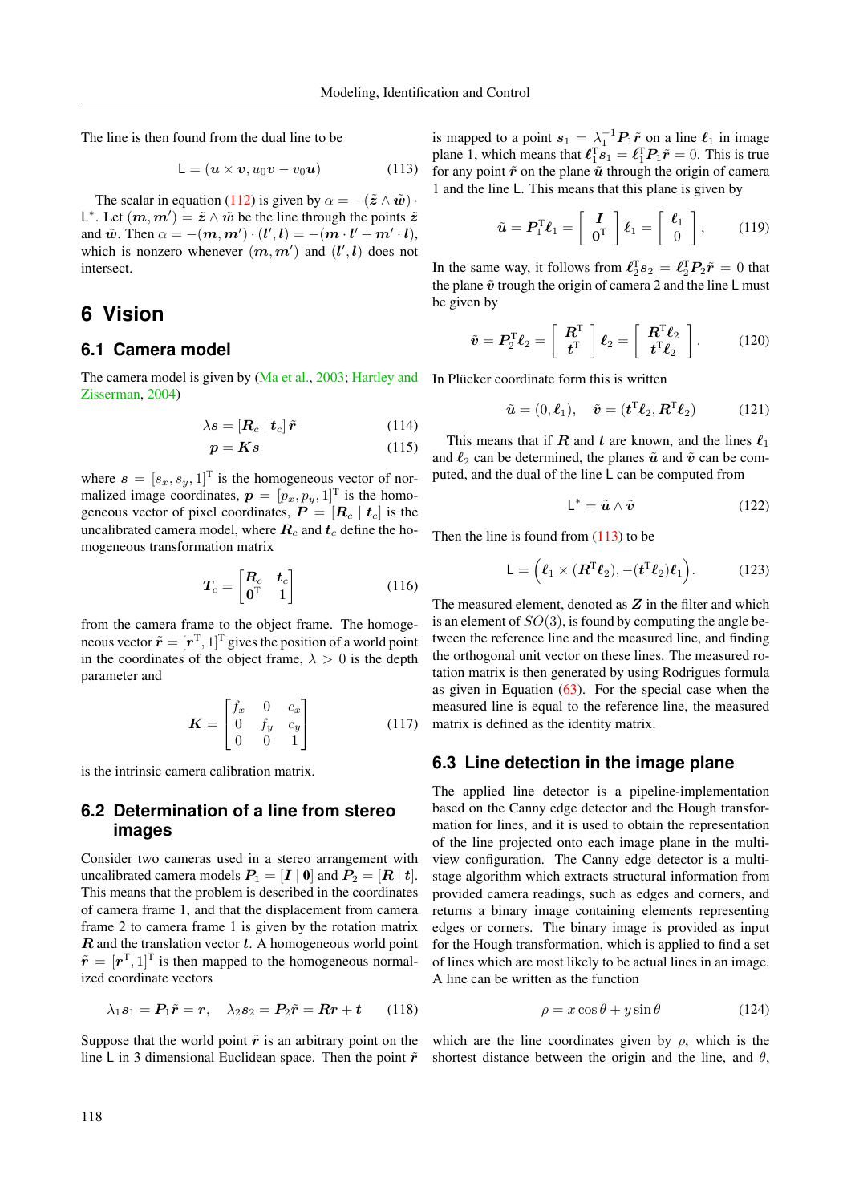The line is then found from the dual line to be

$$\mathsf{L} = (\boldsymbol{u} \times \boldsymbol{v}, u_0\boldsymbol{v} - v_0\boldsymbol{u}) \tag{113}$$

The scalar in equation (112) is given by $\alpha = -(\tilde{\boldsymbol{z}} \wedge \tilde{\boldsymbol{w}}) \cdot \mathsf{L}^*$. Let $(\boldsymbol{m}, \boldsymbol{m}') = \tilde{\boldsymbol{z}} \wedge \tilde{\boldsymbol{w}}$ be the line through the points $\tilde{\boldsymbol{z}}$ and $\tilde{\boldsymbol{w}}$. Then $\alpha = -(\boldsymbol{m}, \boldsymbol{m}') \cdot (\boldsymbol{l}', \boldsymbol{l}) = -(\boldsymbol{m} \cdot \boldsymbol{l}' + \boldsymbol{m}' \cdot \boldsymbol{l})$, which is nonzero whenever $(\boldsymbol{m}, \boldsymbol{m}')$ and $(\boldsymbol{l}', \boldsymbol{l})$ does not intersect.

# 6 Vision

## 6.1 Camera model

The camera model is given by (Ma et al., 2003; Hartley and Zisserman, 2004)

$$\lambda \boldsymbol{s} = [\boldsymbol{R}_c \mid \boldsymbol{t}_c]\,\tilde{\boldsymbol{r}} \tag{114}$$

$$\boldsymbol{p} = \boldsymbol{K}\boldsymbol{s} \tag{115}$$

where $\boldsymbol{s} = [s_x, s_y, 1]^{\mathrm{T}}$ is the homogeneous vector of normalized image coordinates, $\boldsymbol{p} = [p_x, p_y, 1]^{\mathrm{T}}$ is the homogeneous vector of pixel coordinates, $\boldsymbol{P} = [\boldsymbol{R}_c \mid \boldsymbol{t}_c]$ is the uncalibrated camera model, where $\boldsymbol{R}_c$ and $\boldsymbol{t}_c$ define the homogeneous transformation matrix

$$\boldsymbol{T}_c = \begin{bmatrix} \boldsymbol{R}_c & \boldsymbol{t}_c \\ \boldsymbol{0}^{\mathrm{T}} & 1 \end{bmatrix} \tag{116}$$

from the camera frame to the object frame. The homogeneous vector $\tilde{\boldsymbol{r}} = [\boldsymbol{r}^{\mathrm{T}}, 1]^{\mathrm{T}}$ gives the position of a world point in the coordinates of the object frame, $\lambda > 0$ is the depth parameter and

$$\boldsymbol{K} = \begin{bmatrix} f_x & 0 & c_x \\ 0 & f_y & c_y \\ 0 & 0 & 1 \end{bmatrix} \tag{117}$$

is the intrinsic camera calibration matrix.

## 6.2 Determination of a line from stereo images

Consider two cameras used in a stereo arrangement with uncalibrated camera models $\boldsymbol{P}_1 = [\boldsymbol{I} \mid \boldsymbol{0}]$ and $\boldsymbol{P}_2 = [\boldsymbol{R} \mid \boldsymbol{t}]$. This means that the problem is described in the coordinates of camera frame 1, and that the displacement from camera frame 2 to camera frame 1 is given by the rotation matrix $\boldsymbol{R}$ and the translation vector $\boldsymbol{t}$. A homogeneous world point $\tilde{\boldsymbol{r}} = [\boldsymbol{r}^{\mathrm{T}}, 1]^{\mathrm{T}}$ is then mapped to the homogeneous normalized coordinate vectors

$$\lambda_1 \boldsymbol{s}_1 = \boldsymbol{P}_1 \tilde{\boldsymbol{r}} = \boldsymbol{r}, \quad \lambda_2 \boldsymbol{s}_2 = \boldsymbol{P}_2 \tilde{\boldsymbol{r}} = \boldsymbol{R}\boldsymbol{r} + \boldsymbol{t} \tag{118}$$

Suppose that the world point $\tilde{\boldsymbol{r}}$ is an arbitrary point on the line $\mathsf{L}$ in 3 dimensional Euclidean space. Then the point $\tilde{\boldsymbol{r}}$ is mapped to a point $\boldsymbol{s}_1 = \lambda_1^{-1}\boldsymbol{P}_1\tilde{\boldsymbol{r}}$ on a line $\boldsymbol{\ell}_1$ in image plane 1, which means that $\boldsymbol{\ell}_1^{\mathrm{T}}\boldsymbol{s}_1 = \boldsymbol{\ell}_1^{\mathrm{T}}\boldsymbol{P}_1\tilde{\boldsymbol{r}} = 0$. This is true for any point $\tilde{\boldsymbol{r}}$ on the plane $\tilde{\boldsymbol{u}}$ through the origin of camera 1 and the line $\mathsf{L}$. This means that this plane is given by

$$\tilde{\boldsymbol{u}} = \boldsymbol{P}_1^{\mathrm{T}}\boldsymbol{\ell}_1 = \left[\begin{array}{c} \boldsymbol{I} \\ \boldsymbol{0}^{\mathrm{T}} \end{array}\right]\boldsymbol{\ell}_1 = \left[\begin{array}{c} \boldsymbol{\ell}_1 \\ 0 \end{array}\right], \tag{119}$$

In the same way, it follows from $\boldsymbol{\ell}_2^{\mathrm{T}}\boldsymbol{s}_2 = \boldsymbol{\ell}_2^{\mathrm{T}}\boldsymbol{P}_2\tilde{\boldsymbol{r}} = 0$ that the plane $\tilde{\boldsymbol{v}}$ trough the origin of camera 2 and the line $\mathsf{L}$ must be given by

$$\tilde{\boldsymbol{v}} = \boldsymbol{P}_2^{\mathrm{T}}\boldsymbol{\ell}_2 = \left[\begin{array}{c} \boldsymbol{R}^{\mathrm{T}} \\ \boldsymbol{t}^{\mathrm{T}} \end{array}\right]\boldsymbol{\ell}_2 = \left[\begin{array}{c} \boldsymbol{R}^{\mathrm{T}}\boldsymbol{\ell}_2 \\ \boldsymbol{t}^{\mathrm{T}}\boldsymbol{\ell}_2 \end{array}\right]. \tag{120}$$

In Plücker coordinate form this is written

$$\tilde{\boldsymbol{u}} = (0, \boldsymbol{\ell}_1), \quad \tilde{\boldsymbol{v}} = (\boldsymbol{t}^{\mathrm{T}}\boldsymbol{\ell}_2, \boldsymbol{R}^{\mathrm{T}}\boldsymbol{\ell}_2) \tag{121}$$

This means that if $\boldsymbol{R}$ and $\boldsymbol{t}$ are known, and the lines $\boldsymbol{\ell}_1$ and $\boldsymbol{\ell}_2$ can be determined, the planes $\tilde{\boldsymbol{u}}$ and $\tilde{\boldsymbol{v}}$ can be computed, and the dual of the line $\mathsf{L}$ can be computed from

$$\mathsf{L}^* = \tilde{\boldsymbol{u}} \wedge \tilde{\boldsymbol{v}} \tag{122}$$

Then the line is found from (113) to be

$$\mathsf{L} = \Big(\boldsymbol{\ell}_1 \times (\boldsymbol{R}^{\mathrm{T}}\boldsymbol{\ell}_2), -(\boldsymbol{t}^{\mathrm{T}}\boldsymbol{\ell}_2)\boldsymbol{\ell}_1\Big). \tag{123}$$

The measured element, denoted as $\boldsymbol{Z}$ in the filter and which is an element of $SO(3)$, is found by computing the angle between the reference line and the measured line, and finding the orthogonal unit vector on these lines. The measured rotation matrix is then generated by using Rodrigues formula as given in Equation (63). For the special case when the measured line is equal to the reference line, the measured matrix is defined as the identity matrix.

## 6.3 Line detection in the image plane

The applied line detector is a pipeline-implementation based on the Canny edge detector and the Hough transformation for lines, and it is used to obtain the representation of the line projected onto each image plane in the multi-view configuration. The Canny edge detector is a multi-stage algorithm which extracts structural information from provided camera readings, such as edges and corners, and returns a binary image containing elements representing edges or corners. The binary image is provided as input for the Hough transformation, which is applied to find a set of lines which are most likely to be actual lines in an image. A line can be written as the function

$$\rho = x\cos\theta + y\sin\theta \tag{124}$$

which are the line coordinates given by $\rho$, which is the shortest distance between the origin and the line, and $\theta$,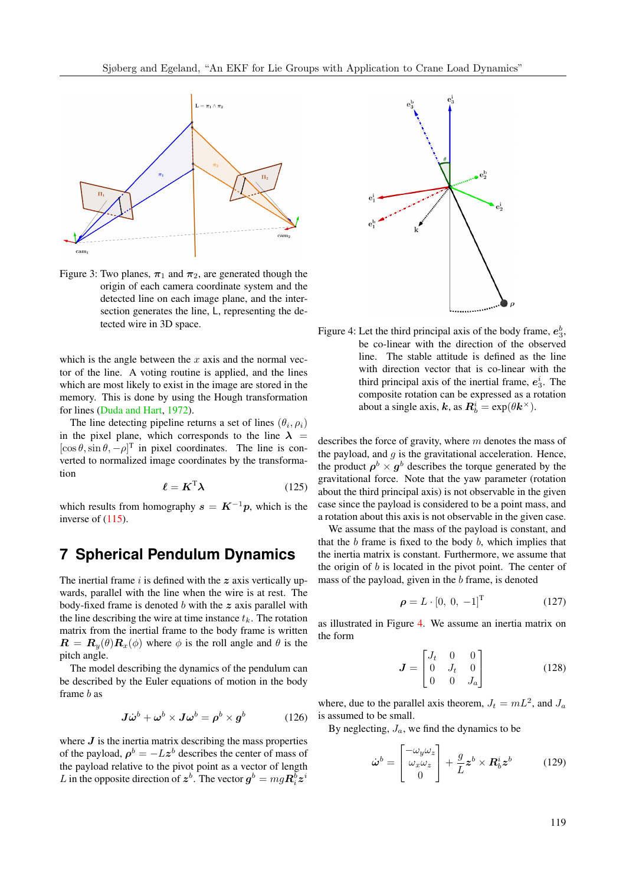Figure 3: Two planes, $\boldsymbol{\pi}_1$ and $\boldsymbol{\pi}_2$, are generated though the origin of each camera coordinate system and the detected line on each image plane, and the intersection generates the line, L, representing the detected wire in 3D space.

which is the angle between the $x$ axis and the normal vector of the line. A voting routine is applied, and the lines which are most likely to exist in the image are stored in the memory. This is done by using the Hough transformation for lines (Duda and Hart, 1972).

The line detecting pipeline returns a set of lines $(\theta_i, \rho_i)$ in the pixel plane, which corresponds to the line $\boldsymbol{\lambda} = [\cos\theta, \sin\theta, -\rho]^\mathrm{T}$ in pixel coordinates. The line is converted to normalized image coordinates by the transformation

$$\boldsymbol{\ell} = \boldsymbol{K}^\mathrm{T}\boldsymbol{\lambda} \tag{125}$$

which results from homography $\boldsymbol{s} = \boldsymbol{K}^{-1}\boldsymbol{p}$, which is the inverse of (115).

# 7 Spherical Pendulum Dynamics

The inertial frame $i$ is defined with the $\boldsymbol{z}$ axis vertically upwards, parallel with the line when the wire is at rest. The body-fixed frame is denoted $b$ with the $\boldsymbol{z}$ axis parallel with the line describing the wire at time instance $t_k$. The rotation matrix from the inertial frame to the body frame is written $\boldsymbol{R} = \boldsymbol{R}_y(\theta)\boldsymbol{R}_x(\phi)$ where $\phi$ is the roll angle and $\theta$ is the pitch angle.

The model describing the dynamics of the pendulum can be described by the Euler equations of motion in the body frame $b$ as

$$\boldsymbol{J}\dot{\boldsymbol{\omega}}^b + \boldsymbol{\omega}^b \times \boldsymbol{J}\boldsymbol{\omega}^b = \boldsymbol{\rho}^b \times \boldsymbol{g}^b \tag{126}$$

where $\boldsymbol{J}$ is the inertia matrix describing the mass properties of the payload, $\boldsymbol{\rho}^b = -L\boldsymbol{z}^b$ describes the center of mass of the payload relative to the pivot point as a vector of length $L$ in the opposite direction of $\boldsymbol{z}^b$. The vector $\boldsymbol{g}^b = mg\boldsymbol{R}_i^b\boldsymbol{z}^i$ describes the force of gravity, where $m$ denotes the mass of the payload, and $g$ is the gravitational acceleration. Hence, the product $\boldsymbol{\rho}^b \times \boldsymbol{g}^b$ describes the torque generated by the gravitational force. Note that the yaw parameter (rotation about the third principal axis) is not observable in the given case since the payload is considered to be a point mass, and a rotation about this axis is not observable in the given case.

Figure 4: Let the third principal axis of the body frame, $\boldsymbol{e}_3^b$, be co-linear with the direction of the observed line. The stable attitude is defined as the line with direction vector that is co-linear with the third principal axis of the inertial frame, $\boldsymbol{e}_3^i$. The composite rotation can be expressed as a rotation about a single axis, $\boldsymbol{k}$, as $\boldsymbol{R}_b^i = \exp(\theta\boldsymbol{k}^\times)$.

We assume that the mass of the payload is constant, and that the $b$ frame is fixed to the body $b$, which implies that the inertia matrix is constant. Furthermore, we assume that the origin of $b$ is located in the pivot point. The center of mass of the payload, given in the $b$ frame, is denoted

$$\boldsymbol{\rho} = L \cdot [0,\ 0,\ -1]^\mathrm{T} \tag{127}$$

as illustrated in Figure 4. We assume an inertia matrix on the form

$$\boldsymbol{J} = \begin{bmatrix} J_t & 0 & 0 \\ 0 & J_t & 0 \\ 0 & 0 & J_a \end{bmatrix} \tag{128}$$

where, due to the parallel axis theorem, $J_t = mL^2$, and $J_a$ is assumed to be small.

By neglecting, $J_a$, we find the dynamics to be

$$\dot{\boldsymbol{\omega}}^b = \begin{bmatrix} -\omega_y\omega_z \\ \omega_x\omega_z \\ 0 \end{bmatrix} + \frac{g}{L}\boldsymbol{z}^b \times \boldsymbol{R}_b^i\boldsymbol{z}^b \tag{129}$$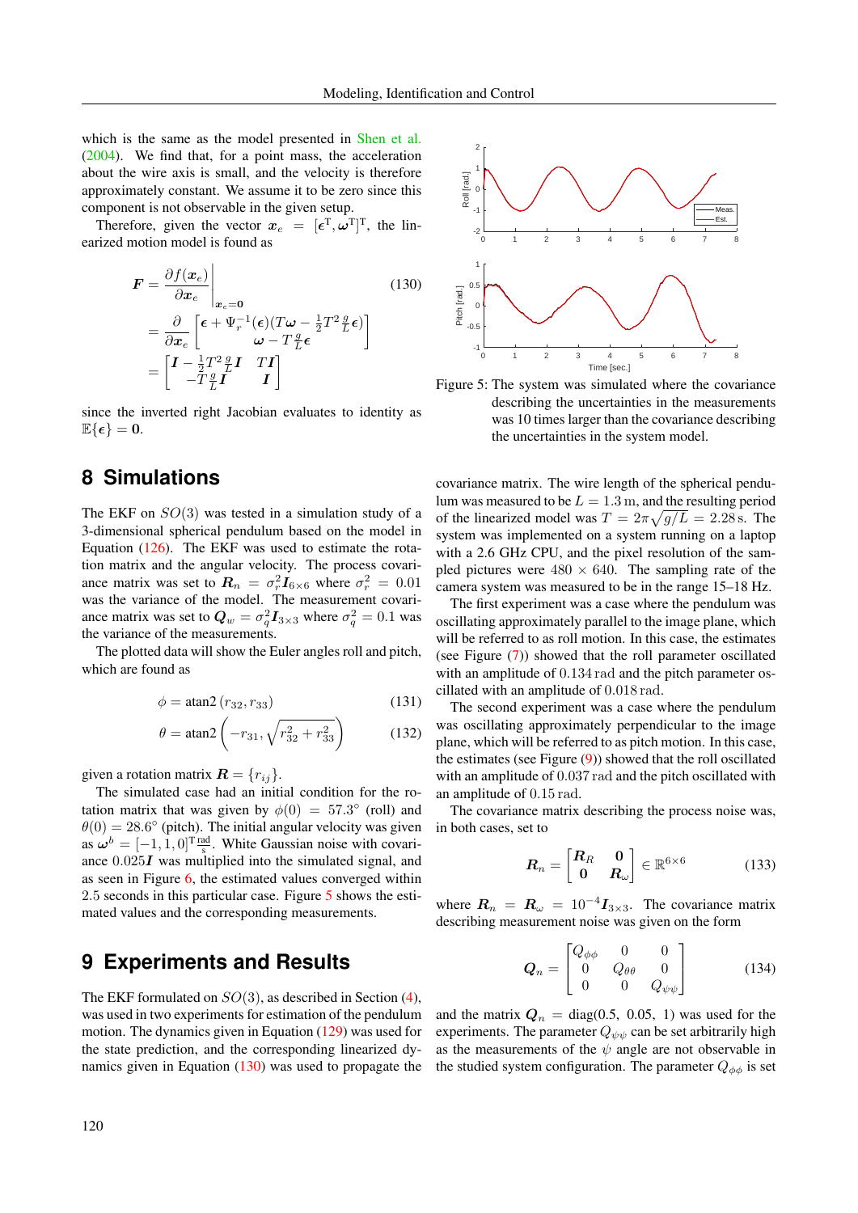which is the same as the model presented in Shen et al. (2004). We find that, for a point mass, the acceleration about the wire axis is small, and the velocity is therefore approximately constant. We assume it to be zero since this component is not observable in the given setup.

Therefore, given the vector $\boldsymbol{x}_e = [\boldsymbol{\epsilon}^{\mathrm{T}}, \boldsymbol{\omega}^{\mathrm{T}}]^{\mathrm{T}}$, the linearized motion model is found as

$$
\begin{aligned}
\boldsymbol{F} &= \left. \frac{\partial f(\boldsymbol{x}_e)}{\partial \boldsymbol{x}_e} \right|_{\boldsymbol{x}_e = \boldsymbol{0}} \\
&= \frac{\partial}{\partial \boldsymbol{x}_e} \begin{bmatrix} \boldsymbol{\epsilon} + \Psi_r^{-1}(\boldsymbol{\epsilon})(T\boldsymbol{\omega} - \frac{1}{2}T^2 \frac{g}{L}\boldsymbol{\epsilon}) \\ \boldsymbol{\omega} - T\frac{g}{L}\boldsymbol{\epsilon} \end{bmatrix} \\
&= \begin{bmatrix} \boldsymbol{I} - \frac{1}{2}T^2 \frac{g}{L}\boldsymbol{I} & T\boldsymbol{I} \\ -T\frac{g}{L}\boldsymbol{I} & \boldsymbol{I} \end{bmatrix}
\end{aligned} \tag{130}
$$

since the inverted right Jacobian evaluates to identity as $\mathbb{E}\{\boldsymbol{\epsilon}\} = \boldsymbol{0}$.

# 8 Simulations

The EKF on $SO(3)$ was tested in a simulation study of a 3-dimensional spherical pendulum based on the model in Equation (126). The EKF was used to estimate the rotation matrix and the angular velocity. The process covariance matrix was set to $\boldsymbol{R}_n = \sigma_r^2 \boldsymbol{I}_{6\times 6}$ where $\sigma_r^2 = 0.01$ was the variance of the model. The measurement covariance matrix was set to $\boldsymbol{Q}_w = \sigma_q^2 \boldsymbol{I}_{3\times 3}$ where $\sigma_q^2 = 0.1$ was the variance of the measurements.

The plotted data will show the Euler angles roll and pitch, which are found as

$$\phi = \operatorname{atan2}(r_{32}, r_{33}) \tag{131}$$

$$\theta = \operatorname{atan2}\left(-r_{31}, \sqrt{r_{32}^2 + r_{33}^2}\right) \tag{132}$$

given a rotation matrix $\boldsymbol{R} = \{r_{ij}\}$.

The simulated case had an initial condition for the rotation matrix that was given by $\phi(0) = 57.3^\circ$ (roll) and $\theta(0) = 28.6^\circ$ (pitch). The initial angular velocity was given as $\boldsymbol{\omega}^b = [-1, 1, 0]^{\mathrm{T}} \frac{\mathrm{rad}}{\mathrm{s}}$. White Gaussian noise with covariance $0.025\boldsymbol{I}$ was multiplied into the simulated signal, and as seen in Figure 6, the estimated values converged within 2.5 seconds in this particular case. Figure 5 shows the estimated values and the corresponding measurements.

Roll [rad.]
2
1
0
-1
-2
0 1 2 3 4 5 6 7 8
Meas.
Est.

Pitch [rad.]
1
0.5
0
-0.5
-1
0 1 2 3 4 5 6 7 8
Time [sec.]

Figure 5: The system was simulated where the covariance describing the uncertainties in the measurements was 10 times larger than the covariance describing the uncertainties in the system model.

# 9 Experiments and Results

The EKF formulated on $SO(3)$, as described in Section (4), was used in two experiments for estimation of the pendulum motion. The dynamics given in Equation (129) was used for the state prediction, and the corresponding linearized dynamics given in Equation (130) was used to propagate the covariance matrix. The wire length of the spherical pendulum was measured to be $L = 1.3\,\mathrm{m}$, and the resulting period of the linearized model was $T = 2\pi\sqrt{g/L} = 2.28\,\mathrm{s}$. The system was implemented on a system running on a laptop with a 2.6 GHz CPU, and the pixel resolution of the sampled pictures were $480 \times 640$. The sampling rate of the camera system was measured to be in the range 15–18 Hz.

The first experiment was a case where the pendulum was oscillating approximately parallel to the image plane, which will be referred to as roll motion. In this case, the estimates (see Figure (7)) showed that the roll parameter oscillated with an amplitude of $0.134\,\mathrm{rad}$ and the pitch parameter oscillated with an amplitude of $0.018\,\mathrm{rad}$.

The second experiment was a case where the pendulum was oscillating approximately perpendicular to the image plane, which will be referred to as pitch motion. In this case, the estimates (see Figure (9)) showed that the roll oscillated with an amplitude of $0.037\,\mathrm{rad}$ and the pitch oscillated with an amplitude of $0.15\,\mathrm{rad}$.

The covariance matrix describing the process noise was, in both cases, set to

$$\boldsymbol{R}_n = \begin{bmatrix} \boldsymbol{R}_R & \boldsymbol{0} \\ \boldsymbol{0} & \boldsymbol{R}_\omega \end{bmatrix} \in \mathbb{R}^{6\times 6} \tag{133}$$

where $\boldsymbol{R}_n = \boldsymbol{R}_\omega = 10^{-4}\boldsymbol{I}_{3\times 3}$. The covariance matrix describing measurement noise was given on the form

$$\boldsymbol{Q}_n = \begin{bmatrix} Q_{\phi\phi} & 0 & 0 \\ 0 & Q_{\theta\theta} & 0 \\ 0 & 0 & Q_{\psi\psi} \end{bmatrix} \tag{134}$$

and the matrix $\boldsymbol{Q}_n = \operatorname{diag}(0.5,\ 0.05,\ 1)$ was used for the experiments. The parameter $Q_{\psi\psi}$ can be set arbitrarily high as the measurements of the $\psi$ angle are not observable in the studied system configuration. The parameter $Q_{\phi\phi}$ is set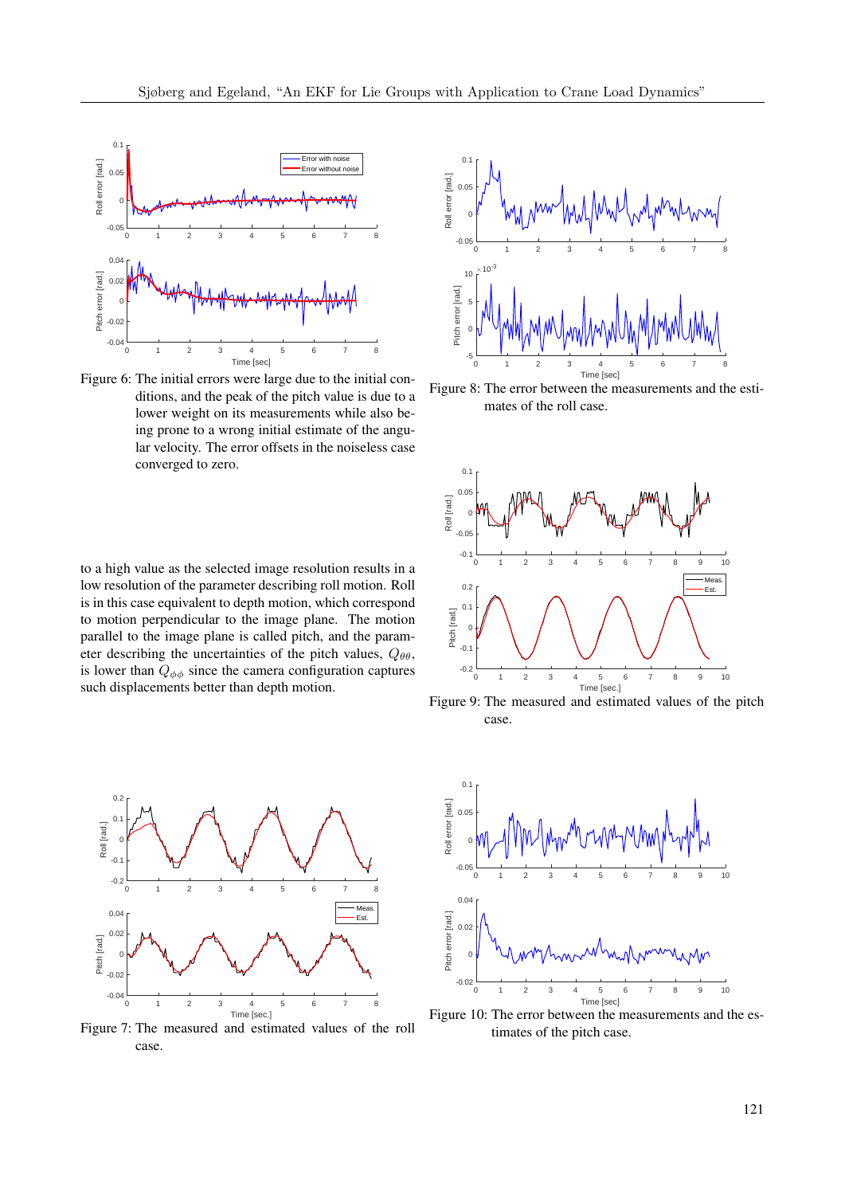0.1
0.05
0
-0.05
Roll error [rad.]
0 1 2 3 4 5 6 7 8
Error with noise
Error without noise

0.04
0.02
0
-0.02
-0.04
Pitch error [rad.]
0 1 2 3 4 5 6 7 8
Time [sec]

Figure 6: The initial errors were large due to the initial conditions, and the peak of the pitch value is due to a lower weight on its measurements while also being prone to a wrong initial estimate of the angular velocity. The error offsets in the noiseless case converged to zero.

to a high value as the selected image resolution results in a low resolution of the parameter describing roll motion. Roll is in this case equivalent to depth motion, which correspond to motion perpendicular to the image plane. The motion parallel to the image plane is called pitch, and the parameter describing the uncertainties of the pitch values, $Q_{\theta\theta}$, is lower than $Q_{\phi\phi}$ since the camera configuration captures such displacements better than depth motion.

0.2
0.1
0
-0.1
-0.2
Roll [rad.]
0 1 2 3 4 5 6 7 8

0.04
0.02
0
-0.02
-0.04
Pitch [rad.]
0 1 2 3 4 5 6 7 8
Time [sec.]
Meas.
Est.

Figure 7: The measured and estimated values of the roll case.

0.1
0.05
0
-0.05
Roll error [rad.]
0 1 2 3 4 5 6 7 8

$\times 10^{-3}$
10
5
0
-5
Pitch error [rad.]
0 1 2 3 4 5 6 7 8
Time [sec]

Figure 8: The error between the measurements and the estimates of the roll case.

0.1
0.05
0
-0.05
-0.1
Roll [rad.]
0 1 2 3 4 5 6 7 8 9 10

0.2
0.1
0
-0.1
-0.2
Pitch [rad]
0 1 2 3 4 5 6 7 8 9 10
Time [sec.]
Meas.
Est.

Figure 9: The measured and estimated values of the pitch case.

0.1
0.05
0
-0.05
Roll error [rad.]
0 1 2 3 4 5 6 7 8 9 10

0.04
0.02
0
-0.02
Pitch error [rad.]
0 1 2 3 4 5 6 7 8 9 10
Time [sec]

Figure 10: The error between the measurements and the estimates of the pitch case.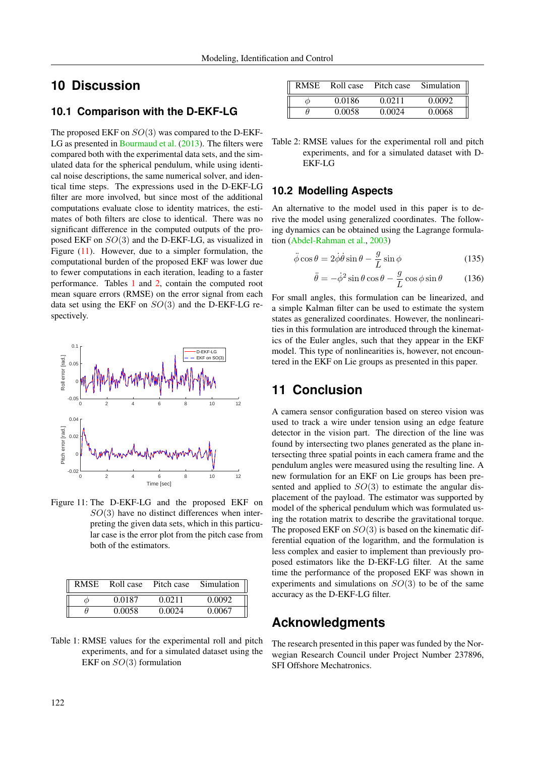# 10 Discussion

## 10.1 Comparison with the D-EKF-LG

The proposed EKF on $SO(3)$ was compared to the D-EKF-LG as presented in Bourmaud et al. (2013). The filters were compared both with the experimental data sets, and the simulated data for the spherical pendulum, while using identical noise descriptions, the same numerical solver, and identical time steps. The expressions used in the D-EKF-LG filter are more involved, but since most of the additional computations evaluate close to identity matrices, the estimates of both filters are close to identical. There was no significant difference in the computed outputs of the proposed EKF on $SO(3)$ and the D-EKF-LG, as visualized in Figure (11). However, due to a simpler formulation, the computational burden of the proposed EKF was lower due to fewer computations in each iteration, leading to a faster performance. Tables 1 and 2, contain the computed root mean square errors (RMSE) on the error signal from each data set using the EKF on $SO(3)$ and the D-EKF-LG respectively.

0.1
0.05
0
-0.05
Roll error [rad.]
0 2 4 6 8 10 12
D-EKF-LG
EKF on SO(3)

0.04
0.02
0
-0.02
Pitch error [rad.]
0 2 4 6 8 10 12
Time [sec]

Figure 11: The D-EKF-LG and the proposed EKF on $SO(3)$ have no distinct differences when interpreting the given data sets, which in this particular case is the error plot from the pitch case from both of the estimators.

| RMSE | Roll case | Pitch case | Simulation |
|---|---|---|---|
| $\phi$ | 0.0187 | 0.0211 | 0.0092 |
| $\theta$ | 0.0058 | 0.0024 | 0.0067 |

Table 1: RMSE values for the experimental roll and pitch experiments, and for a simulated dataset using the EKF on $SO(3)$ formulation

| RMSE | Roll case | Pitch case | Simulation |
|---|---|---|---|
| $\phi$ | 0.0186 | 0.0211 | 0.0092 |
| $\theta$ | 0.0058 | 0.0024 | 0.0068 |

Table 2: RMSE values for the experimental roll and pitch experiments, and for a simulated dataset with D-EKF-LG

## 10.2 Modelling Aspects

An alternative to the model used in this paper is to derive the model using generalized coordinates. The following dynamics can be obtained using the Lagrange formulation (Abdel-Rahman et al., 2003)

$$\ddot{\phi}\cos\theta = 2\dot{\phi}\dot{\theta}\sin\theta - \frac{g}{L}\sin\phi \tag{135}$$

$$\ddot{\theta} = -\dot{\phi}^2\sin\theta\cos\theta - \frac{g}{L}\cos\phi\sin\theta \tag{136}$$

For small angles, this formulation can be linearized, and a simple Kalman filter can be used to estimate the system states as generalized coordinates. However, the nonlinearities in this formulation are introduced through the kinematics of the Euler angles, such that they appear in the EKF model. This type of nonlinearities is, however, not encountered in the EKF on Lie groups as presented in this paper.

# 11 Conclusion

A camera sensor configuration based on stereo vision was used to track a wire under tension using an edge feature detector in the vision part. The direction of the line was found by intersecting two planes generated as the plane intersecting three spatial points in each camera frame and the pendulum angles were measured using the resulting line. A new formulation for an EKF on Lie groups has been presented and applied to $SO(3)$ to estimate the angular displacement of the payload. The estimator was supported by model of the spherical pendulum which was formulated using the rotation matrix to describe the gravitational torque. The proposed EKF on $SO(3)$ is based on the kinematic differential equation of the logarithm, and the formulation is less complex and easier to implement than previously proposed estimators like the D-EKF-LG filter. At the same time the performance of the proposed EKF was shown in experiments and simulations on $SO(3)$ to be of the same accuracy as the D-EKF-LG filter.

# Acknowledgments

The research presented in this paper was funded by the Norwegian Research Council under Project Number 237896, SFI Offshore Mechatronics.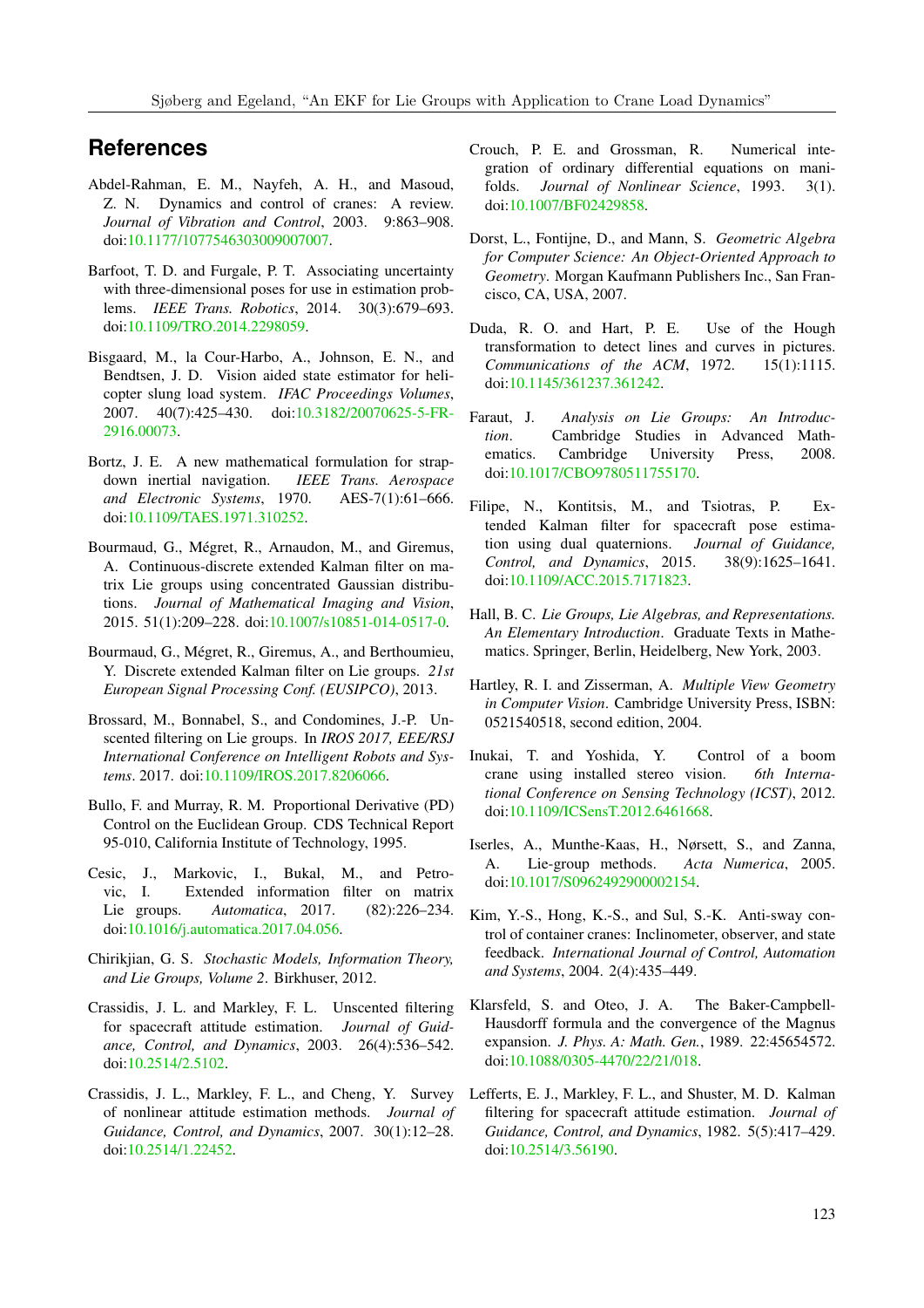# References

Abdel-Rahman, E. M., Nayfeh, A. H., and Masoud, Z. N. Dynamics and control of cranes: A review. *Journal of Vibration and Control*, 2003. 9:863–908. doi:10.1177/1077546303009007007.

Barfoot, T. D. and Furgale, P. T. Associating uncertainty with three-dimensional poses for use in estimation problems. *IEEE Trans. Robotics*, 2014. 30(3):679–693. doi:10.1109/TRO.2014.2298059.

Bisgaard, M., la Cour-Harbo, A., Johnson, E. N., and Bendtsen, J. D. Vision aided state estimator for helicopter slung load system. *IFAC Proceedings Volumes*, 2007. 40(7):425–430. doi:10.3182/20070625-5-FR-2916.00073.

Bortz, J. E. A new mathematical formulation for strapdown inertial navigation. *IEEE Trans. Aerospace and Electronic Systems*, 1970. AES-7(1):61–666. doi:10.1109/TAES.1971.310252.

Bourmaud, G., Mégret, R., Arnaudon, M., and Giremus, A. Continuous-discrete extended Kalman filter on matrix Lie groups using concentrated Gaussian distributions. *Journal of Mathematical Imaging and Vision*, 2015. 51(1):209–228. doi:10.1007/s10851-014-0517-0.

Bourmaud, G., Mégret, R., Giremus, A., and Berthoumieu, Y. Discrete extended Kalman filter on Lie groups. *21st European Signal Processing Conf. (EUSIPCO)*, 2013.

Brossard, M., Bonnabel, S., and Condomines, J.-P. Unscented filtering on Lie groups. In *IROS 2017, EEE/RSJ International Conference on Intelligent Robots and Systems*. 2017. doi:10.1109/IROS.2017.8206066.

Bullo, F. and Murray, R. M. Proportional Derivative (PD) Control on the Euclidean Group. CDS Technical Report 95-010, California Institute of Technology, 1995.

Cesic, J., Markovic, I., Bukal, M., and Petrovic, I. Extended information filter on matrix Lie groups. *Automatica*, 2017. (82):226–234. doi:10.1016/j.automatica.2017.04.056.

Chirikjian, G. S. *Stochastic Models, Information Theory, and Lie Groups, Volume 2*. Birkhuser, 2012.

Crassidis, J. L. and Markley, F. L. Unscented filtering for spacecraft attitude estimation. *Journal of Guidance, Control, and Dynamics*, 2003. 26(4):536–542. doi:10.2514/2.5102.

Crassidis, J. L., Markley, F. L., and Cheng, Y. Survey of nonlinear attitude estimation methods. *Journal of Guidance, Control, and Dynamics*, 2007. 30(1):12–28. doi:10.2514/1.22452.

Crouch, P. E. and Grossman, R. Numerical integration of ordinary differential equations on manifolds. *Journal of Nonlinear Science*, 1993. 3(1). doi:10.1007/BF02429858.

Dorst, L., Fontijne, D., and Mann, S. *Geometric Algebra for Computer Science: An Object-Oriented Approach to Geometry*. Morgan Kaufmann Publishers Inc., San Francisco, CA, USA, 2007.

Duda, R. O. and Hart, P. E. Use of the Hough transformation to detect lines and curves in pictures. *Communications of the ACM*, 1972. 15(1):1115. doi:10.1145/361237.361242.

Faraut, J. *Analysis on Lie Groups: An Introduction*. Cambridge Studies in Advanced Mathematics. Cambridge University Press, 2008. doi:10.1017/CBO9780511755170.

Filipe, N., Kontitsis, M., and Tsiotras, P. Extended Kalman filter for spacecraft pose estimation using dual quaternions. *Journal of Guidance, Control, and Dynamics*, 2015. 38(9):1625–1641. doi:10.1109/ACC.2015.7171823.

Hall, B. C. *Lie Groups, Lie Algebras, and Representations. An Elementary Introduction*. Graduate Texts in Mathematics. Springer, Berlin, Heidelberg, New York, 2003.

Hartley, R. I. and Zisserman, A. *Multiple View Geometry in Computer Vision*. Cambridge University Press, ISBN: 0521540518, second edition, 2004.

Inukai, T. and Yoshida, Y. Control of a boom crane using installed stereo vision. *6th International Conference on Sensing Technology (ICST)*, 2012. doi:10.1109/ICSensT.2012.6461668.

Iserles, A., Munthe-Kaas, H., Nørsett, S., and Zanna, A. Lie-group methods. *Acta Numerica*, 2005. doi:10.1017/S0962492900002154.

Kim, Y.-S., Hong, K.-S., and Sul, S.-K. Anti-sway control of container cranes: Inclinometer, observer, and state feedback. *International Journal of Control, Automation and Systems*, 2004. 2(4):435–449.

Klarsfeld, S. and Oteo, J. A. The Baker-Campbell-Hausdorff formula and the convergence of the Magnus expansion. *J. Phys. A: Math. Gen.*, 1989. 22:45654572. doi:10.1088/0305-4470/22/21/018.

Lefferts, E. J., Markley, F. L., and Shuster, M. D. Kalman filtering for spacecraft attitude estimation. *Journal of Guidance, Control, and Dynamics*, 1982. 5(5):417–429. doi:10.2514/3.56190.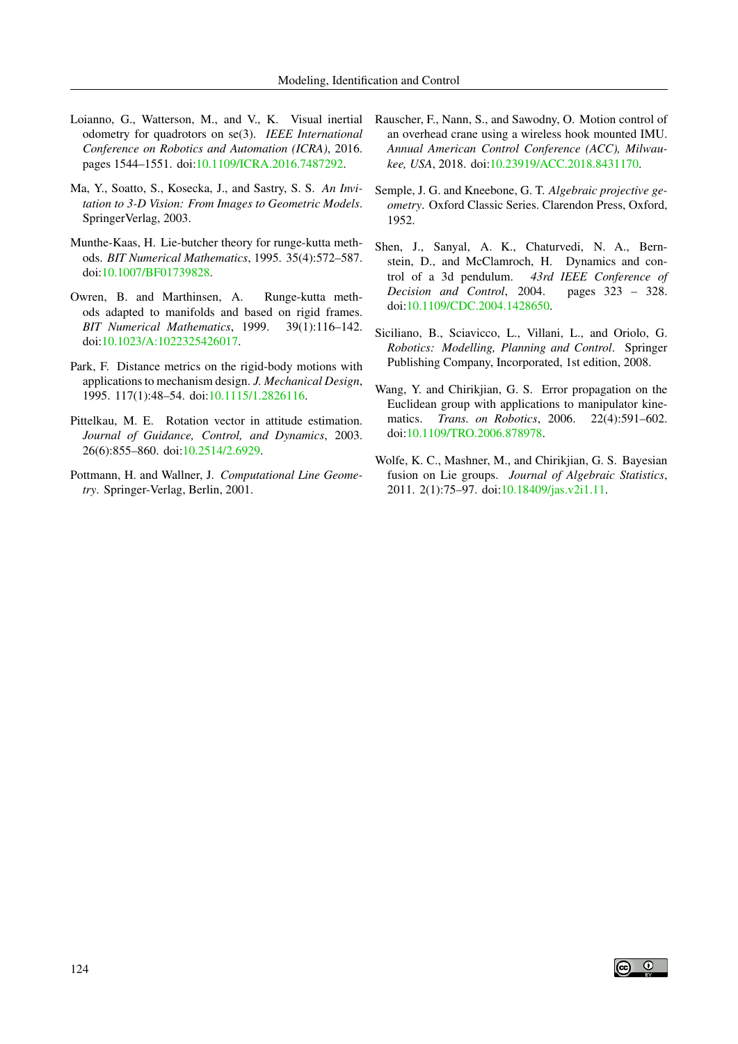Loianno, G., Watterson, M., and V., K. Visual inertial odometry for quadrotors on se(3). *IEEE International Conference on Robotics and Automation (ICRA)*, 2016. pages 1544–1551. doi:10.1109/ICRA.2016.7487292.

Ma, Y., Soatto, S., Kosecka, J., and Sastry, S. S. *An Invitation to 3-D Vision: From Images to Geometric Models*. SpringerVerlag, 2003.

Munthe-Kaas, H. Lie-butcher theory for runge-kutta methods. *BIT Numerical Mathematics*, 1995. 35(4):572–587. doi:10.1007/BF01739828.

Owren, B. and Marthinsen, A. Runge-kutta methods adapted to manifolds and based on rigid frames. *BIT Numerical Mathematics*, 1999. 39(1):116–142. doi:10.1023/A:1022325426017.

Park, F. Distance metrics on the rigid-body motions with applications to mechanism design. *J. Mechanical Design*, 1995. 117(1):48–54. doi:10.1115/1.2826116.

Pittelkau, M. E. Rotation vector in attitude estimation. *Journal of Guidance, Control, and Dynamics*, 2003. 26(6):855–860. doi:10.2514/2.6929.

Pottmann, H. and Wallner, J. *Computational Line Geometry*. Springer-Verlag, Berlin, 2001.

Rauscher, F., Nann, S., and Sawodny, O. Motion control of an overhead crane using a wireless hook mounted IMU. *Annual American Control Conference (ACC), Milwaukee, USA*, 2018. doi:10.23919/ACC.2018.8431170.

Semple, J. G. and Kneebone, G. T. *Algebraic projective geometry*. Oxford Classic Series. Clarendon Press, Oxford, 1952.

Shen, J., Sanyal, A. K., Chaturvedi, N. A., Bernstein, D., and McClamroch, H. Dynamics and control of a 3d pendulum. *43rd IEEE Conference of Decision and Control*, 2004. pages 323 – 328. doi:10.1109/CDC.2004.1428650.

Siciliano, B., Sciavicco, L., Villani, L., and Oriolo, G. *Robotics: Modelling, Planning and Control*. Springer Publishing Company, Incorporated, 1st edition, 2008.

Wang, Y. and Chirikjian, G. S. Error propagation on the Euclidean group with applications to manipulator kinematics. *Trans. on Robotics*, 2006. 22(4):591–602. doi:10.1109/TRO.2006.878978.

Wolfe, K. C., Mashner, M., and Chirikjian, G. S. Bayesian fusion on Lie groups. *Journal of Algebraic Statistics*, 2011. 2(1):75–97. doi:10.18409/jas.v2i1.11.